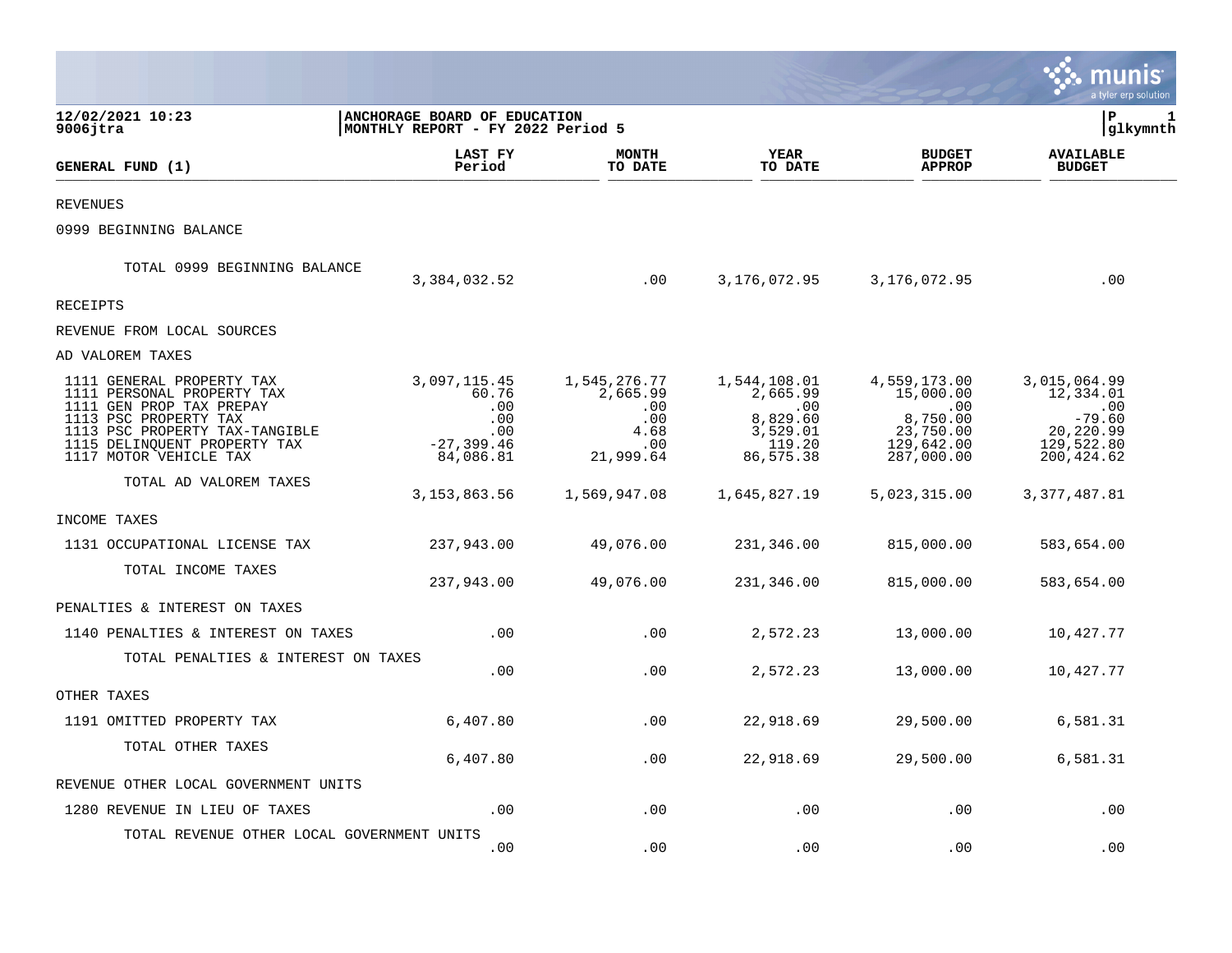**12/02/2021 10:23**
**9006jtra**

**ANCHORAGE BOARD OF EDUCATION**
**MONTHLY REPORT - FY 2022 Period 5**

**P 1**
**glkymnth**

| GENERAL FUND (1) | LAST FY Period | MONTH TO DATE | YEAR TO DATE | BUDGET APPROP | AVAILABLE BUDGET |
|---|---|---|---|---|---|
| REVENUES | | | | | |
| 0999 BEGINNING BALANCE | | | | | |
| TOTAL 0999 BEGINNING BALANCE | 3,384,032.52 | .00 | 3,176,072.95 | 3,176,072.95 | .00 |
| RECEIPTS | | | | | |
| REVENUE FROM LOCAL SOURCES | | | | | |
| AD VALOREM TAXES | | | | | |
| 1111 GENERAL PROPERTY TAX | 3,097,115.45 | 1,545,276.77 | 1,544,108.01 | 4,559,173.00 | 3,015,064.99 |
| 1111 PERSONAL PROPERTY TAX | 60.76 | 2,665.99 | 2,665.99 | 15,000.00 | 12,334.01 |
| 1111 GEN PROP TAX PREPAY | .00 | .00 | .00 | .00 | .00 |
| 1113 PSC PROPERTY TAX | .00 | .00 | 8,829.60 | 8,750.00 | -79.60 |
| 1113 PSC PROPERTY TAX-TANGIBLE | .00 | 4.68 | 3,529.01 | 23,750.00 | 20,220.99 |
| 1115 DELINQUENT PROPERTY TAX | -27,399.46 | .00 | 119.20 | 129,642.00 | 129,522.80 |
| 1117 MOTOR VEHICLE TAX | 84,086.81 | 21,999.64 | 86,575.38 | 287,000.00 | 200,424.62 |
| TOTAL AD VALOREM TAXES | 3,153,863.56 | 1,569,947.08 | 1,645,827.19 | 5,023,315.00 | 3,377,487.81 |
| INCOME TAXES | | | | | |
| 1131 OCCUPATIONAL LICENSE TAX | 237,943.00 | 49,076.00 | 231,346.00 | 815,000.00 | 583,654.00 |
| TOTAL INCOME TAXES | 237,943.00 | 49,076.00 | 231,346.00 | 815,000.00 | 583,654.00 |
| PENALTIES & INTEREST ON TAXES | | | | | |
| 1140 PENALTIES & INTEREST ON TAXES | .00 | .00 | 2,572.23 | 13,000.00 | 10,427.77 |
| TOTAL PENALTIES & INTEREST ON TAXES | .00 | .00 | 2,572.23 | 13,000.00 | 10,427.77 |
| OTHER TAXES | | | | | |
| 1191 OMITTED PROPERTY TAX | 6,407.80 | .00 | 22,918.69 | 29,500.00 | 6,581.31 |
| TOTAL OTHER TAXES | 6,407.80 | .00 | 22,918.69 | 29,500.00 | 6,581.31 |
| REVENUE OTHER LOCAL GOVERNMENT UNITS | | | | | |
| 1280 REVENUE IN LIEU OF TAXES | .00 | .00 | .00 | .00 | .00 |
| TOTAL REVENUE OTHER LOCAL GOVERNMENT UNITS | .00 | .00 | .00 | .00 | .00 |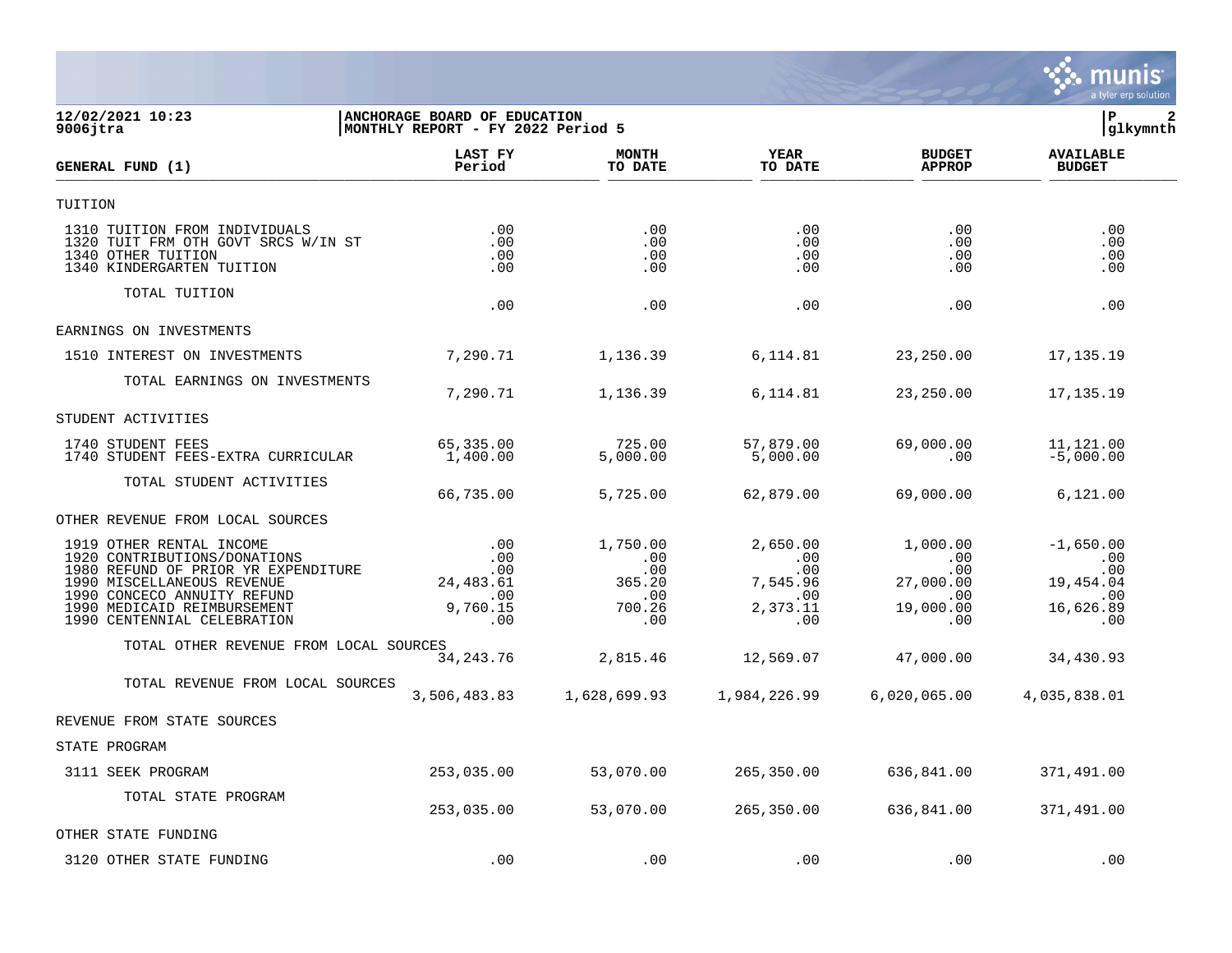**12/02/2021 10:23**
**9006jtra**

**ANCHORAGE BOARD OF EDUCATION**
**MONTHLY REPORT - FY 2022 Period 5**

**P 2**
**glkymnth**

| GENERAL FUND (1) | LAST FY Period | MONTH TO DATE | YEAR TO DATE | BUDGET APPROP | AVAILABLE BUDGET |
|---|---|---|---|---|---|
| TUITION | | | | | |
| 1310 TUITION FROM INDIVIDUALS | .00 | .00 | .00 | .00 | .00 |
| 1320 TUIT FRM OTH GOVT SRCS W/IN ST | .00 | .00 | .00 | .00 | .00 |
| 1340 OTHER TUITION | .00 | .00 | .00 | .00 | .00 |
| 1340 KINDERGARTEN TUITION | .00 | .00 | .00 | .00 | .00 |
| TOTAL TUITION | .00 | .00 | .00 | .00 | .00 |
| EARNINGS ON INVESTMENTS | | | | | |
| 1510 INTEREST ON INVESTMENTS | 7,290.71 | 1,136.39 | 6,114.81 | 23,250.00 | 17,135.19 |
| TOTAL EARNINGS ON INVESTMENTS | 7,290.71 | 1,136.39 | 6,114.81 | 23,250.00 | 17,135.19 |
| STUDENT ACTIVITIES | | | | | |
| 1740 STUDENT FEES | 65,335.00 | 725.00 | 57,879.00 | 69,000.00 | 11,121.00 |
| 1740 STUDENT FEES-EXTRA CURRICULAR | 1,400.00 | 5,000.00 | 5,000.00 | .00 | -5,000.00 |
| TOTAL STUDENT ACTIVITIES | 66,735.00 | 5,725.00 | 62,879.00 | 69,000.00 | 6,121.00 |
| OTHER REVENUE FROM LOCAL SOURCES | | | | | |
| 1919 OTHER RENTAL INCOME | .00 | 1,750.00 | 2,650.00 | 1,000.00 | -1,650.00 |
| 1920 CONTRIBUTIONS/DONATIONS | .00 | .00 | .00 | .00 | .00 |
| 1980 REFUND OF PRIOR YR EXPENDITURE | .00 | .00 | .00 | .00 | .00 |
| 1990 MISCELLANEOUS REVENUE | 24,483.61 | 365.20 | 7,545.96 | 27,000.00 | 19,454.04 |
| 1990 CONCECO ANNUITY REFUND | .00 | .00 | .00 | .00 | .00 |
| 1990 MEDICAID REIMBURSEMENT | 9,760.15 | 700.26 | 2,373.11 | 19,000.00 | 16,626.89 |
| 1990 CENTENNIAL CELEBRATION | .00 | .00 | .00 | .00 | .00 |
| TOTAL OTHER REVENUE FROM LOCAL SOURCES | 34,243.76 | 2,815.46 | 12,569.07 | 47,000.00 | 34,430.93 |
| TOTAL REVENUE FROM LOCAL SOURCES | 3,506,483.83 | 1,628,699.93 | 1,984,226.99 | 6,020,065.00 | 4,035,838.01 |
| REVENUE FROM STATE SOURCES | | | | | |
| STATE PROGRAM | | | | | |
| 3111 SEEK PROGRAM | 253,035.00 | 53,070.00 | 265,350.00 | 636,841.00 | 371,491.00 |
| TOTAL STATE PROGRAM | 253,035.00 | 53,070.00 | 265,350.00 | 636,841.00 | 371,491.00 |
| OTHER STATE FUNDING | | | | | |
| 3120 OTHER STATE FUNDING | .00 | .00 | .00 | .00 | .00 |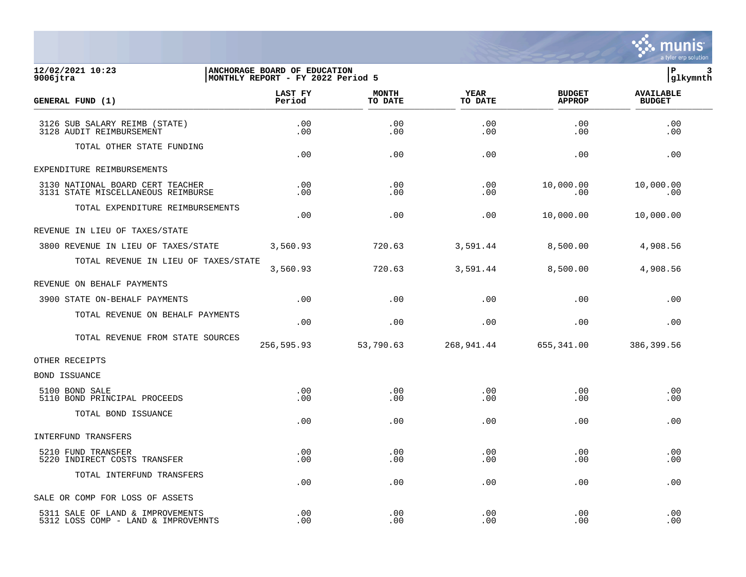**ANCHORAGE BOARD OF EDUCATION**
**MONTHLY REPORT - FY 2022 Period 5**

| GENERAL FUND (1) | LAST FY Period | MONTH TO DATE | YEAR TO DATE | BUDGET APPROP | AVAILABLE BUDGET |
|---|---|---|---|---|---|
| 3126 SUB SALARY REIMB (STATE) | .00 | .00 | .00 | .00 | .00 |
| 3128 AUDIT REIMBURSEMENT | .00 | .00 | .00 | .00 | .00 |
| TOTAL OTHER STATE FUNDING | .00 | .00 | .00 | .00 | .00 |
| EXPENDITURE REIMBURSEMENTS | | | | | |
| 3130 NATIONAL BOARD CERT TEACHER | .00 | .00 | .00 | 10,000.00 | 10,000.00 |
| 3131 STATE MISCELLANEOUS REIMBURSE | .00 | .00 | .00 | .00 | .00 |
| TOTAL EXPENDITURE REIMBURSEMENTS | .00 | .00 | .00 | 10,000.00 | 10,000.00 |
| REVENUE IN LIEU OF TAXES/STATE | | | | | |
| 3800 REVENUE IN LIEU OF TAXES/STATE | 3,560.93 | 720.63 | 3,591.44 | 8,500.00 | 4,908.56 |
| TOTAL REVENUE IN LIEU OF TAXES/STATE | 3,560.93 | 720.63 | 3,591.44 | 8,500.00 | 4,908.56 |
| REVENUE ON BEHALF PAYMENTS | | | | | |
| 3900 STATE ON-BEHALF PAYMENTS | .00 | .00 | .00 | .00 | .00 |
| TOTAL REVENUE ON BEHALF PAYMENTS | .00 | .00 | .00 | .00 | .00 |
| TOTAL REVENUE FROM STATE SOURCES | 256,595.93 | 53,790.63 | 268,941.44 | 655,341.00 | 386,399.56 |
| OTHER RECEIPTS | | | | | |
| BOND ISSUANCE | | | | | |
| 5100 BOND SALE | .00 | .00 | .00 | .00 | .00 |
| 5110 BOND PRINCIPAL PROCEEDS | .00 | .00 | .00 | .00 | .00 |
| TOTAL BOND ISSUANCE | .00 | .00 | .00 | .00 | .00 |
| INTERFUND TRANSFERS | | | | | |
| 5210 FUND TRANSFER | .00 | .00 | .00 | .00 | .00 |
| 5220 INDIRECT COSTS TRANSFER | .00 | .00 | .00 | .00 | .00 |
| TOTAL INTERFUND TRANSFERS | .00 | .00 | .00 | .00 | .00 |
| SALE OR COMP FOR LOSS OF ASSETS | | | | | |
| 5311 SALE OF LAND & IMPROVEMENTS | .00 | .00 | .00 | .00 | .00 |
| 5312 LOSS COMP - LAND & IMPROVEMNTS | .00 | .00 | .00 | .00 | .00 |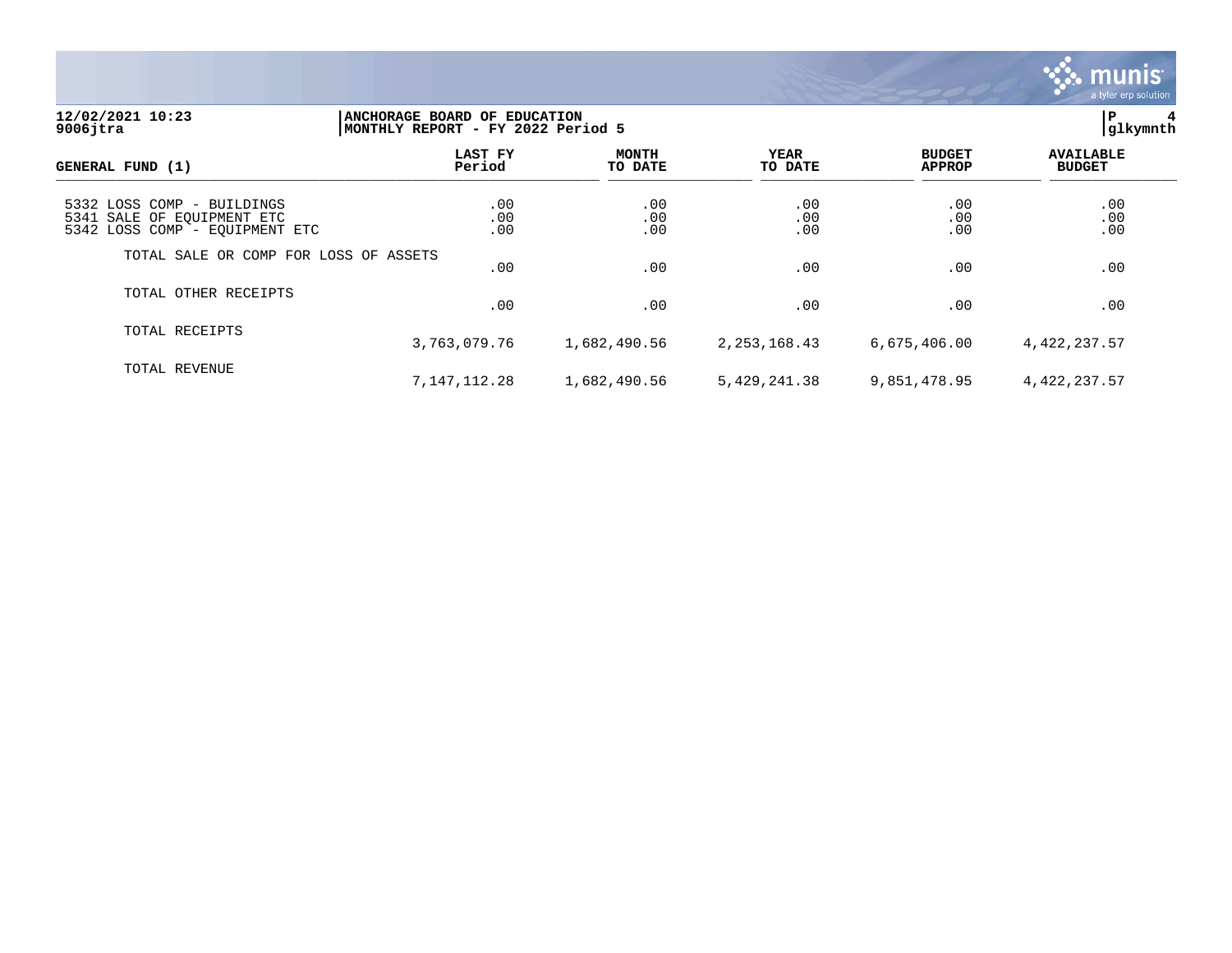**12/02/2021 10:23**
**9006jtra**

**ANCHORAGE BOARD OF EDUCATION**
**MONTHLY REPORT - FY 2022 Period 5**

**P 4**
**glkymnth**

| GENERAL FUND (1) | LAST FY Period | MONTH TO DATE | YEAR TO DATE | BUDGET APPROP | AVAILABLE BUDGET |
|---|---|---|---|---|---|
| 5332 LOSS COMP - BUILDINGS | .00 | .00 | .00 | .00 | .00 |
| 5341 SALE OF EQUIPMENT ETC | .00 | .00 | .00 | .00 | .00 |
| 5342 LOSS COMP - EQUIPMENT ETC | .00 | .00 | .00 | .00 | .00 |
| TOTAL SALE OR COMP FOR LOSS OF ASSETS | .00 | .00 | .00 | .00 | .00 |
| TOTAL OTHER RECEIPTS | .00 | .00 | .00 | .00 | .00 |
| TOTAL RECEIPTS | 3,763,079.76 | 1,682,490.56 | 2,253,168.43 | 6,675,406.00 | 4,422,237.57 |
| TOTAL REVENUE | 7,147,112.28 | 1,682,490.56 | 5,429,241.38 | 9,851,478.95 | 4,422,237.57 |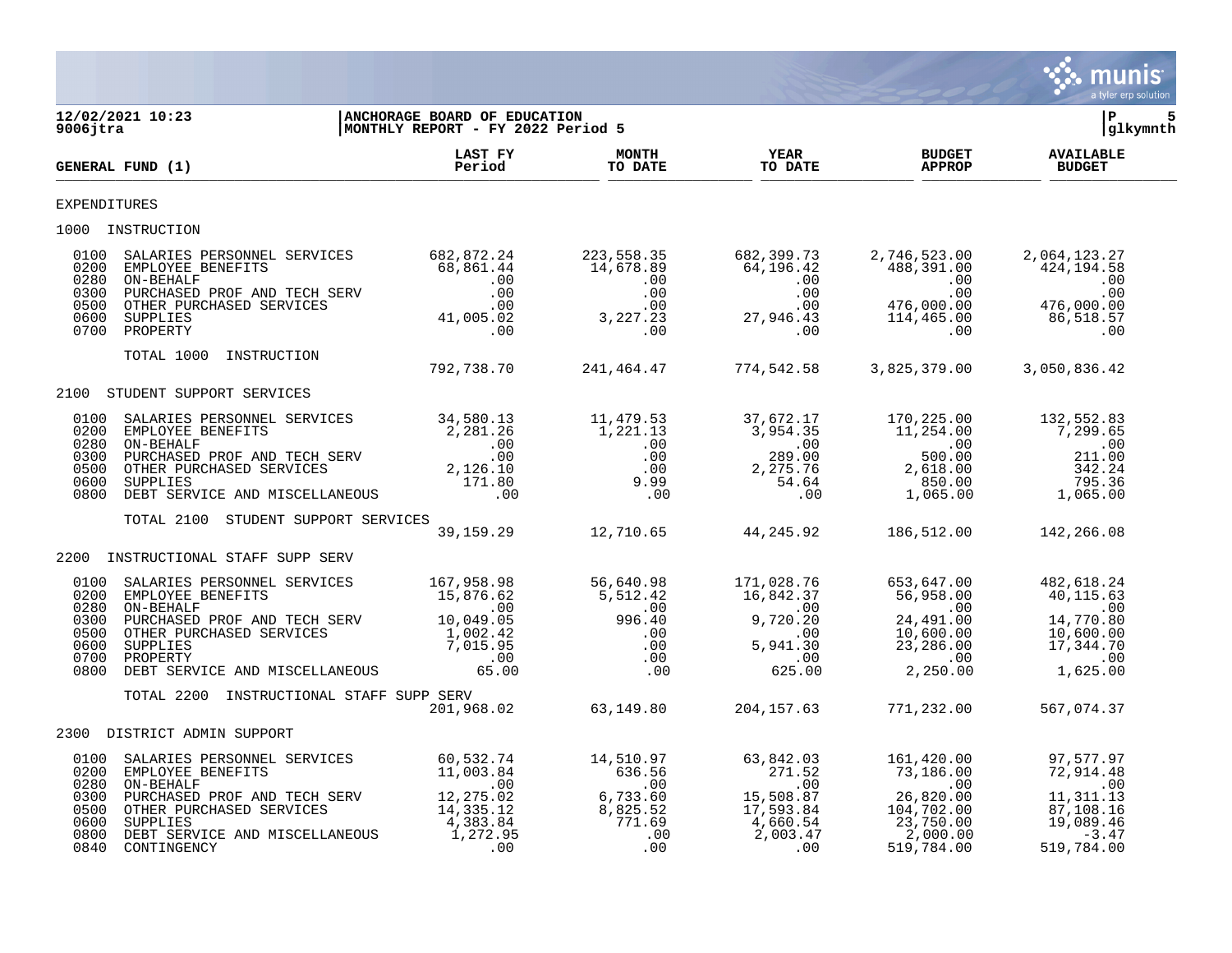**12/02/2021 10:23**
**9006jtra**

**ANCHORAGE BOARD OF EDUCATION**
**MONTHLY REPORT - FY 2022 Period 5**

**P 5**
**glkymnth**

| GENERAL FUND (1) | LAST FY Period | MONTH TO DATE | YEAR TO DATE | BUDGET APPROP | AVAILABLE BUDGET |
|---|---|---|---|---|---|
| EXPENDITURES | | | | | |
| 1000 INSTRUCTION | | | | | |
| 0100 SALARIES PERSONNEL SERVICES | 682,872.24 | 223,558.35 | 682,399.73 | 2,746,523.00 | 2,064,123.27 |
| 0200 EMPLOYEE BENEFITS | 68,861.44 | 14,678.89 | 64,196.42 | 488,391.00 | 424,194.58 |
| 0280 ON-BEHALF | .00 | .00 | .00 | .00 | .00 |
| 0300 PURCHASED PROF AND TECH SERV | .00 | .00 | .00 | .00 | .00 |
| 0500 OTHER PURCHASED SERVICES | .00 | .00 | .00 | 476,000.00 | 476,000.00 |
| 0600 SUPPLIES | 41,005.02 | 3,227.23 | 27,946.43 | 114,465.00 | 86,518.57 |
| 0700 PROPERTY | .00 | .00 | .00 | .00 | .00 |
| TOTAL 1000 INSTRUCTION | 792,738.70 | 241,464.47 | 774,542.58 | 3,825,379.00 | 3,050,836.42 |
| 2100 STUDENT SUPPORT SERVICES | | | | | |
| 0100 SALARIES PERSONNEL SERVICES | 34,580.13 | 11,479.53 | 37,672.17 | 170,225.00 | 132,552.83 |
| 0200 EMPLOYEE BENEFITS | 2,281.26 | 1,221.13 | 3,954.35 | 11,254.00 | 7,299.65 |
| 0280 ON-BEHALF | .00 | .00 | .00 | .00 | .00 |
| 0300 PURCHASED PROF AND TECH SERV | .00 | .00 | 289.00 | 500.00 | 211.00 |
| 0500 OTHER PURCHASED SERVICES | 2,126.10 | .00 | 2,275.76 | 2,618.00 | 342.24 |
| 0600 SUPPLIES | 171.80 | 9.99 | 54.64 | 850.00 | 795.36 |
| 0800 DEBT SERVICE AND MISCELLANEOUS | .00 | .00 | .00 | 1,065.00 | 1,065.00 |
| TOTAL 2100 STUDENT SUPPORT SERVICES | 39,159.29 | 12,710.65 | 44,245.92 | 186,512.00 | 142,266.08 |
| 2200 INSTRUCTIONAL STAFF SUPP SERV | | | | | |
| 0100 SALARIES PERSONNEL SERVICES | 167,958.98 | 56,640.98 | 171,028.76 | 653,647.00 | 482,618.24 |
| 0200 EMPLOYEE BENEFITS | 15,876.62 | 5,512.42 | 16,842.37 | 56,958.00 | 40,115.63 |
| 0280 ON-BEHALF | .00 | .00 | .00 | .00 | .00 |
| 0300 PURCHASED PROF AND TECH SERV | 10,049.05 | 996.40 | 9,720.20 | 24,491.00 | 14,770.80 |
| 0500 OTHER PURCHASED SERVICES | 1,002.42 | .00 | .00 | 10,600.00 | 10,600.00 |
| 0600 SUPPLIES | 7,015.95 | .00 | 5,941.30 | 23,286.00 | 17,344.70 |
| 0700 PROPERTY | .00 | .00 | .00 | .00 | .00 |
| 0800 DEBT SERVICE AND MISCELLANEOUS | 65.00 | .00 | 625.00 | 2,250.00 | 1,625.00 |
| TOTAL 2200 INSTRUCTIONAL STAFF SUPP SERV | 201,968.02 | 63,149.80 | 204,157.63 | 771,232.00 | 567,074.37 |
| 2300 DISTRICT ADMIN SUPPORT | | | | | |
| 0100 SALARIES PERSONNEL SERVICES | 60,532.74 | 14,510.97 | 63,842.03 | 161,420.00 | 97,577.97 |
| 0200 EMPLOYEE BENEFITS | 11,003.84 | 636.56 | 271.52 | 73,186.00 | 72,914.48 |
| 0280 ON-BEHALF | .00 | .00 | .00 | .00 | .00 |
| 0300 PURCHASED PROF AND TECH SERV | 12,275.02 | 6,733.60 | 15,508.87 | 26,820.00 | 11,311.13 |
| 0500 OTHER PURCHASED SERVICES | 14,335.12 | 8,825.52 | 17,593.84 | 104,702.00 | 87,108.16 |
| 0600 SUPPLIES | 4,383.84 | 771.69 | 4,660.54 | 23,750.00 | 19,089.46 |
| 0800 DEBT SERVICE AND MISCELLANEOUS | 1,272.95 | .00 | 2,003.47 | 2,000.00 | -3.47 |
| 0840 CONTINGENCY | .00 | .00 | .00 | 519,784.00 | 519,784.00 |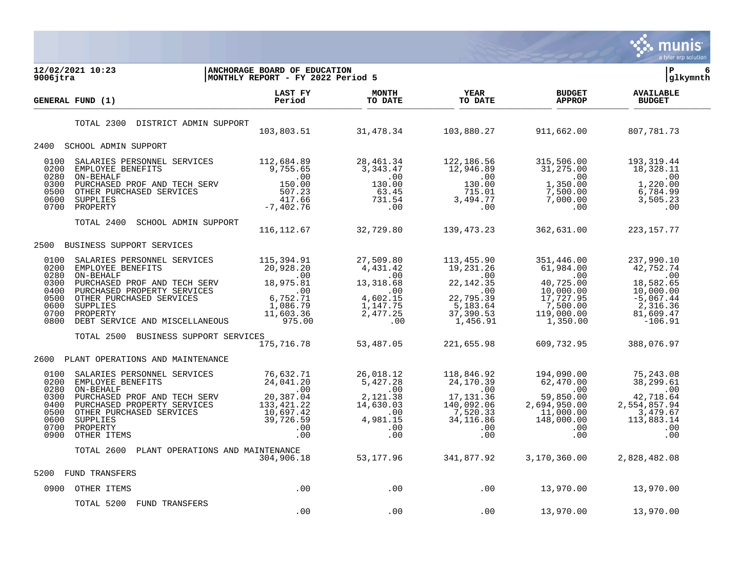**12/02/2021 10:23** | **ANCHORAGE BOARD OF EDUCATION** | **P 6**
**9006jtra** | **MONTHLY REPORT - FY 2022 Period 5** | **glkymnth**

| GENERAL FUND (1) | LAST FY Period | MONTH TO DATE | YEAR TO DATE | BUDGET APPROP | AVAILABLE BUDGET |
|---|---|---|---|---|---|
| TOTAL 2300 DISTRICT ADMIN SUPPORT | 103,803.51 | 31,478.34 | 103,880.27 | 911,662.00 | 807,781.73 |
| **2400 SCHOOL ADMIN SUPPORT** | | | | | |
| 0100 SALARIES PERSONNEL SERVICES | 112,684.89 | 28,461.34 | 122,186.56 | 315,506.00 | 193,319.44 |
| 0200 EMPLOYEE BENEFITS | 9,755.65 | 3,343.47 | 12,946.89 | 31,275.00 | 18,328.11 |
| 0280 ON-BEHALF | .00 | .00 | .00 | .00 | .00 |
| 0300 PURCHASED PROF AND TECH SERV | 150.00 | 130.00 | 130.00 | 1,350.00 | 1,220.00 |
| 0500 OTHER PURCHASED SERVICES | 507.23 | 63.45 | 715.01 | 7,500.00 | 6,784.99 |
| 0600 SUPPLIES | 417.66 | 731.54 | 3,494.77 | 7,000.00 | 3,505.23 |
| 0700 PROPERTY | -7,402.76 | .00 | .00 | .00 | .00 |
| TOTAL 2400 SCHOOL ADMIN SUPPORT | 116,112.67 | 32,729.80 | 139,473.23 | 362,631.00 | 223,157.77 |
| **2500 BUSINESS SUPPORT SERVICES** | | | | | |
| 0100 SALARIES PERSONNEL SERVICES | 115,394.91 | 27,509.80 | 113,455.90 | 351,446.00 | 237,990.10 |
| 0200 EMPLOYEE BENEFITS | 20,928.20 | 4,431.42 | 19,231.26 | 61,984.00 | 42,752.74 |
| 0280 ON-BEHALF | .00 | .00 | .00 | .00 | .00 |
| 0300 PURCHASED PROF AND TECH SERV | 18,975.81 | 13,318.68 | 22,142.35 | 40,725.00 | 18,582.65 |
| 0400 PURCHASED PROPERTY SERVICES | .00 | .00 | .00 | 10,000.00 | 10,000.00 |
| 0500 OTHER PURCHASED SERVICES | 6,752.71 | 4,602.15 | 22,795.39 | 17,727.95 | -5,067.44 |
| 0600 SUPPLIES | 1,086.79 | 1,147.75 | 5,183.64 | 7,500.00 | 2,316.36 |
| 0700 PROPERTY | 11,603.36 | 2,477.25 | 37,390.53 | 119,000.00 | 81,609.47 |
| 0800 DEBT SERVICE AND MISCELLANEOUS | 975.00 | .00 | 1,456.91 | 1,350.00 | -106.91 |
| TOTAL 2500 BUSINESS SUPPORT SERVICES | 175,716.78 | 53,487.05 | 221,655.98 | 609,732.95 | 388,076.97 |
| **2600 PLANT OPERATIONS AND MAINTENANCE** | | | | | |
| 0100 SALARIES PERSONNEL SERVICES | 76,632.71 | 26,018.12 | 118,846.92 | 194,090.00 | 75,243.08 |
| 0200 EMPLOYEE BENEFITS | 24,041.20 | 5,427.28 | 24,170.39 | 62,470.00 | 38,299.61 |
| 0280 ON-BEHALF | .00 | .00 | .00 | .00 | .00 |
| 0300 PURCHASED PROF AND TECH SERV | 20,387.04 | 2,121.38 | 17,131.36 | 59,850.00 | 42,718.64 |
| 0400 PURCHASED PROPERTY SERVICES | 133,421.22 | 14,630.03 | 140,092.06 | 2,694,950.00 | 2,554,857.94 |
| 0500 OTHER PURCHASED SERVICES | 10,697.42 | .00 | 7,520.33 | 11,000.00 | 3,479.67 |
| 0600 SUPPLIES | 39,726.59 | 4,981.15 | 34,116.86 | 148,000.00 | 113,883.14 |
| 0700 PROPERTY | .00 | .00 | .00 | .00 | .00 |
| 0900 OTHER ITEMS | .00 | .00 | .00 | .00 | .00 |
| TOTAL 2600 PLANT OPERATIONS AND MAINTENANCE | 304,906.18 | 53,177.96 | 341,877.92 | 3,170,360.00 | 2,828,482.08 |
| **5200 FUND TRANSFERS** | | | | | |
| 0900 OTHER ITEMS | .00 | .00 | .00 | 13,970.00 | 13,970.00 |
| TOTAL 5200 FUND TRANSFERS | .00 | .00 | .00 | 13,970.00 | 13,970.00 |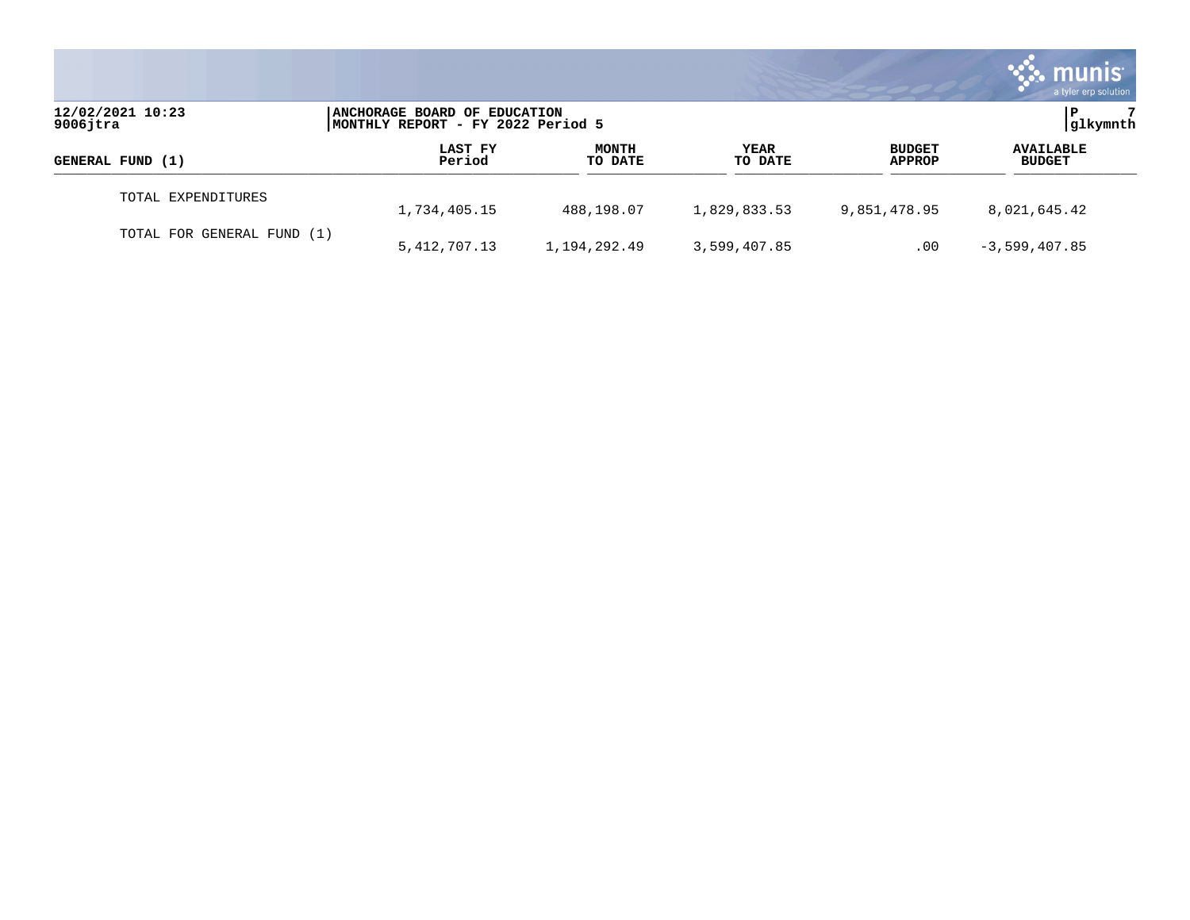| GENERAL FUND (1) | LAST FY Period | MONTH TO DATE | YEAR TO DATE | BUDGET APPROP | AVAILABLE BUDGET |
|---|---|---|---|---|---|
| TOTAL EXPENDITURES | 1,734,405.15 | 488,198.07 | 1,829,833.53 | 9,851,478.95 | 8,021,645.42 |
| TOTAL FOR GENERAL FUND (1) | 5,412,707.13 | 1,194,292.49 | 3,599,407.85 | .00 | -3,599,407.85 |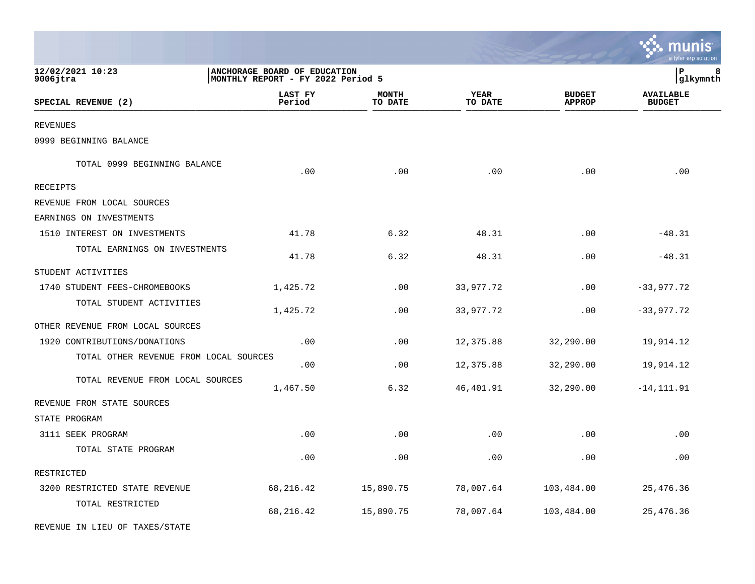12/02/2021 10:23
9006jtra

ANCHORAGE BOARD OF EDUCATION
MONTHLY REPORT - FY 2022 Period 5

P 8
glkymnth

| SPECIAL REVENUE (2) | LAST FY Period | MONTH TO DATE | YEAR TO DATE | BUDGET APPROP | AVAILABLE BUDGET |
|---|---|---|---|---|---|
| REVENUES | | | | | |
| 0999 BEGINNING BALANCE | | | | | |
| TOTAL 0999 BEGINNING BALANCE | .00 | .00 | .00 | .00 | .00 |
| RECEIPTS | | | | | |
| REVENUE FROM LOCAL SOURCES | | | | | |
| EARNINGS ON INVESTMENTS | | | | | |
| 1510 INTEREST ON INVESTMENTS | 41.78 | 6.32 | 48.31 | .00 | -48.31 |
| TOTAL EARNINGS ON INVESTMENTS | 41.78 | 6.32 | 48.31 | .00 | -48.31 |
| STUDENT ACTIVITIES | | | | | |
| 1740 STUDENT FEES-CHROMEBOOKS | 1,425.72 | .00 | 33,977.72 | .00 | -33,977.72 |
| TOTAL STUDENT ACTIVITIES | 1,425.72 | .00 | 33,977.72 | .00 | -33,977.72 |
| OTHER REVENUE FROM LOCAL SOURCES | | | | | |
| 1920 CONTRIBUTIONS/DONATIONS | .00 | .00 | 12,375.88 | 32,290.00 | 19,914.12 |
| TOTAL OTHER REVENUE FROM LOCAL SOURCES | .00 | .00 | 12,375.88 | 32,290.00 | 19,914.12 |
| TOTAL REVENUE FROM LOCAL SOURCES | 1,467.50 | 6.32 | 46,401.91 | 32,290.00 | -14,111.91 |
| REVENUE FROM STATE SOURCES | | | | | |
| STATE PROGRAM | | | | | |
| 3111 SEEK PROGRAM | .00 | .00 | .00 | .00 | .00 |
| TOTAL STATE PROGRAM | .00 | .00 | .00 | .00 | .00 |
| RESTRICTED | | | | | |
| 3200 RESTRICTED STATE REVENUE | 68,216.42 | 15,890.75 | 78,007.64 | 103,484.00 | 25,476.36 |
| TOTAL RESTRICTED | 68,216.42 | 15,890.75 | 78,007.64 | 103,484.00 | 25,476.36 |
| REVENUE IN LIEU OF TAXES/STATE | | | | | |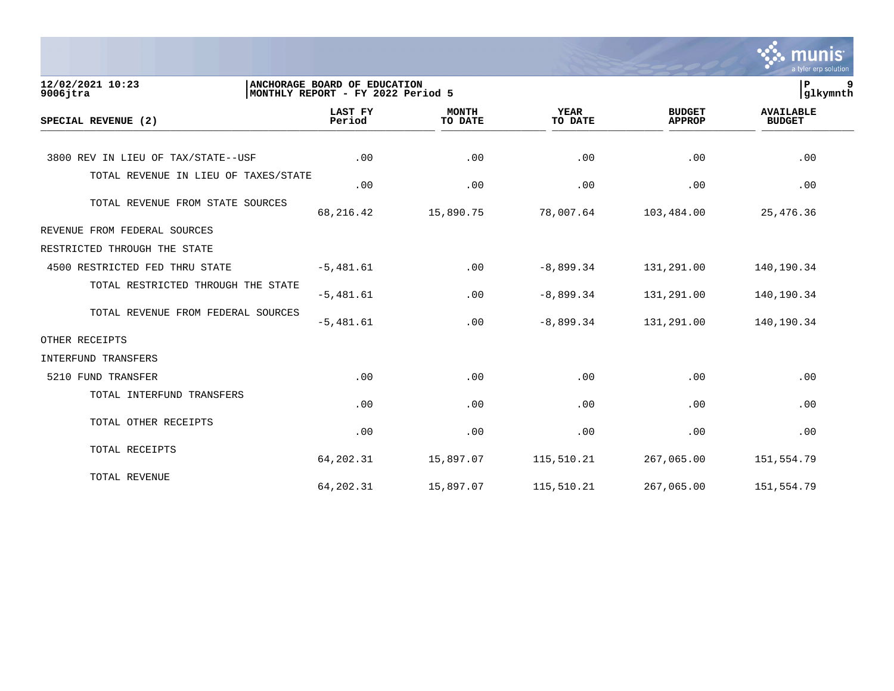**ANCHORAGE BOARD OF EDUCATION**
**MONTHLY REPORT - FY 2022 Period 5**

| SPECIAL REVENUE (2) | LAST FY Period | MONTH TO DATE | YEAR TO DATE | BUDGET APPROP | AVAILABLE BUDGET |
|---|---|---|---|---|---|
| 3800 REV IN LIEU OF TAX/STATE--USF | .00 | .00 | .00 | .00 | .00 |
| TOTAL REVENUE IN LIEU OF TAXES/STATE | .00 | .00 | .00 | .00 | .00 |
| TOTAL REVENUE FROM STATE SOURCES | 68,216.42 | 15,890.75 | 78,007.64 | 103,484.00 | 25,476.36 |
| REVENUE FROM FEDERAL SOURCES | | | | | |
| RESTRICTED THROUGH THE STATE | | | | | |
| 4500 RESTRICTED FED THRU STATE | -5,481.61 | .00 | -8,899.34 | 131,291.00 | 140,190.34 |
| TOTAL RESTRICTED THROUGH THE STATE | -5,481.61 | .00 | -8,899.34 | 131,291.00 | 140,190.34 |
| TOTAL REVENUE FROM FEDERAL SOURCES | -5,481.61 | .00 | -8,899.34 | 131,291.00 | 140,190.34 |
| OTHER RECEIPTS | | | | | |
| INTERFUND TRANSFERS | | | | | |
| 5210 FUND TRANSFER | .00 | .00 | .00 | .00 | .00 |
| TOTAL INTERFUND TRANSFERS | .00 | .00 | .00 | .00 | .00 |
| TOTAL OTHER RECEIPTS | .00 | .00 | .00 | .00 | .00 |
| TOTAL RECEIPTS | 64,202.31 | 15,897.07 | 115,510.21 | 267,065.00 | 151,554.79 |
| TOTAL REVENUE | 64,202.31 | 15,897.07 | 115,510.21 | 267,065.00 | 151,554.79 |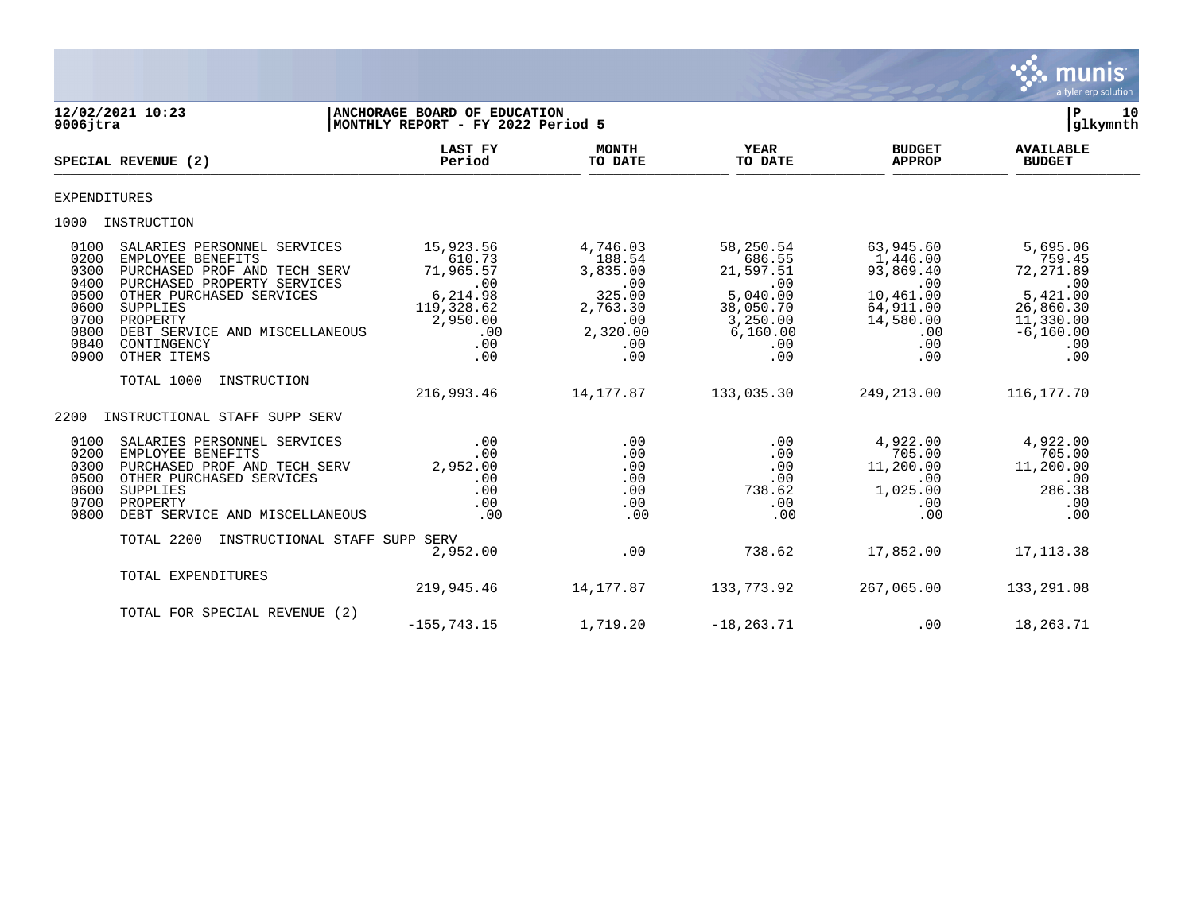**12/02/2021 10:23**
**9006jtra**

**ANCHORAGE BOARD OF EDUCATION**
**MONTHLY REPORT - FY 2022 Period 5**

| SPECIAL REVENUE (2) | LAST FY Period | MONTH TO DATE | YEAR TO DATE | BUDGET APPROP | AVAILABLE BUDGET |
|---|---|---|---|---|---|
| EXPENDITURES | | | | | |
| 1000 INSTRUCTION | | | | | |
| 0100 SALARIES PERSONNEL SERVICES | 15,923.56 | 4,746.03 | 58,250.54 | 63,945.60 | 5,695.06 |
| 0200 EMPLOYEE BENEFITS | 610.73 | 188.54 | 686.55 | 1,446.00 | 759.45 |
| 0300 PURCHASED PROF AND TECH SERV | 71,965.57 | 3,835.00 | 21,597.51 | 93,869.40 | 72,271.89 |
| 0400 PURCHASED PROPERTY SERVICES | .00 | .00 | .00 | .00 | .00 |
| 0500 OTHER PURCHASED SERVICES | 6,214.98 | 325.00 | 5,040.00 | 10,461.00 | 5,421.00 |
| 0600 SUPPLIES | 119,328.62 | 2,763.30 | 38,050.70 | 64,911.00 | 26,860.30 |
| 0700 PROPERTY | 2,950.00 | .00 | 3,250.00 | 14,580.00 | 11,330.00 |
| 0800 DEBT SERVICE AND MISCELLANEOUS | .00 | 2,320.00 | 6,160.00 | .00 | -6,160.00 |
| 0840 CONTINGENCY | .00 | .00 | .00 | .00 | .00 |
| 0900 OTHER ITEMS | .00 | .00 | .00 | .00 | .00 |
| TOTAL 1000 INSTRUCTION | 216,993.46 | 14,177.87 | 133,035.30 | 249,213.00 | 116,177.70 |
| 2200 INSTRUCTIONAL STAFF SUPP SERV | | | | | |
| 0100 SALARIES PERSONNEL SERVICES | .00 | .00 | .00 | 4,922.00 | 4,922.00 |
| 0200 EMPLOYEE BENEFITS | .00 | .00 | .00 | 705.00 | 705.00 |
| 0300 PURCHASED PROF AND TECH SERV | 2,952.00 | .00 | .00 | 11,200.00 | 11,200.00 |
| 0500 OTHER PURCHASED SERVICES | .00 | .00 | .00 | .00 | .00 |
| 0600 SUPPLIES | .00 | .00 | 738.62 | 1,025.00 | 286.38 |
| 0700 PROPERTY | .00 | .00 | .00 | .00 | .00 |
| 0800 DEBT SERVICE AND MISCELLANEOUS | .00 | .00 | .00 | .00 | .00 |
| TOTAL 2200 INSTRUCTIONAL STAFF SUPP SERV | 2,952.00 | .00 | 738.62 | 17,852.00 | 17,113.38 |
| TOTAL EXPENDITURES | 219,945.46 | 14,177.87 | 133,773.92 | 267,065.00 | 133,291.08 |
| TOTAL FOR SPECIAL REVENUE (2) | -155,743.15 | 1,719.20 | -18,263.71 | .00 | 18,263.71 |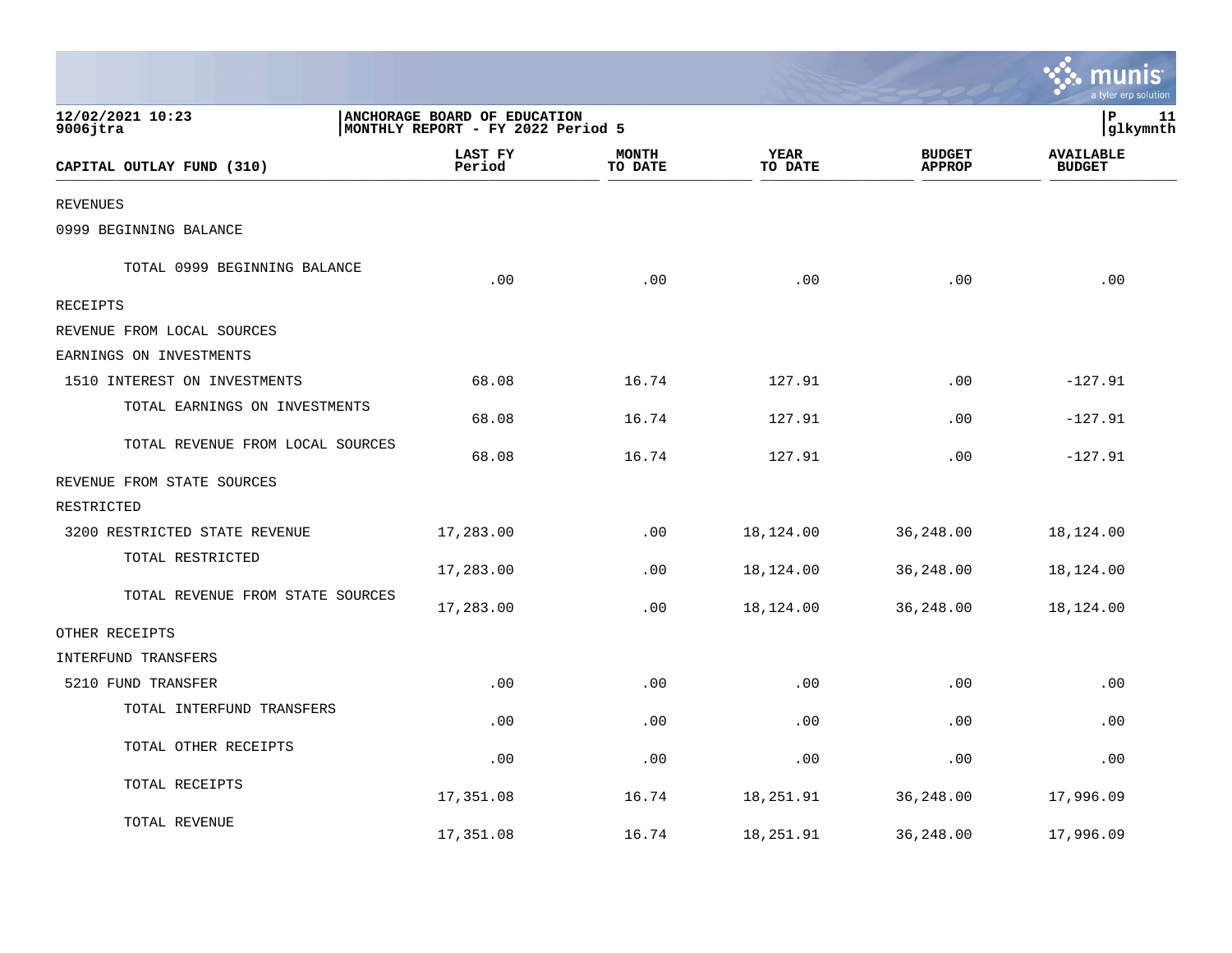12/02/2021 10:23
9006jtra

ANCHORAGE BOARD OF EDUCATION
MONTHLY REPORT - FY 2022 Period 5

glkymnth

| CAPITAL OUTLAY FUND (310) | LAST FY Period | MONTH TO DATE | YEAR TO DATE | BUDGET APPROP | AVAILABLE BUDGET |
|---|---|---|---|---|---|
| REVENUES | | | | | |
| 0999 BEGINNING BALANCE | | | | | |
| TOTAL 0999 BEGINNING BALANCE | .00 | .00 | .00 | .00 | .00 |
| RECEIPTS | | | | | |
| REVENUE FROM LOCAL SOURCES | | | | | |
| EARNINGS ON INVESTMENTS | | | | | |
| 1510 INTEREST ON INVESTMENTS | 68.08 | 16.74 | 127.91 | .00 | -127.91 |
| TOTAL EARNINGS ON INVESTMENTS | 68.08 | 16.74 | 127.91 | .00 | -127.91 |
| TOTAL REVENUE FROM LOCAL SOURCES | 68.08 | 16.74 | 127.91 | .00 | -127.91 |
| REVENUE FROM STATE SOURCES | | | | | |
| RESTRICTED | | | | | |
| 3200 RESTRICTED STATE REVENUE | 17,283.00 | .00 | 18,124.00 | 36,248.00 | 18,124.00 |
| TOTAL RESTRICTED | 17,283.00 | .00 | 18,124.00 | 36,248.00 | 18,124.00 |
| TOTAL REVENUE FROM STATE SOURCES | 17,283.00 | .00 | 18,124.00 | 36,248.00 | 18,124.00 |
| OTHER RECEIPTS | | | | | |
| INTERFUND TRANSFERS | | | | | |
| 5210 FUND TRANSFER | .00 | .00 | .00 | .00 | .00 |
| TOTAL INTERFUND TRANSFERS | .00 | .00 | .00 | .00 | .00 |
| TOTAL OTHER RECEIPTS | .00 | .00 | .00 | .00 | .00 |
| TOTAL RECEIPTS | 17,351.08 | 16.74 | 18,251.91 | 36,248.00 | 17,996.09 |
| TOTAL REVENUE | 17,351.08 | 16.74 | 18,251.91 | 36,248.00 | 17,996.09 |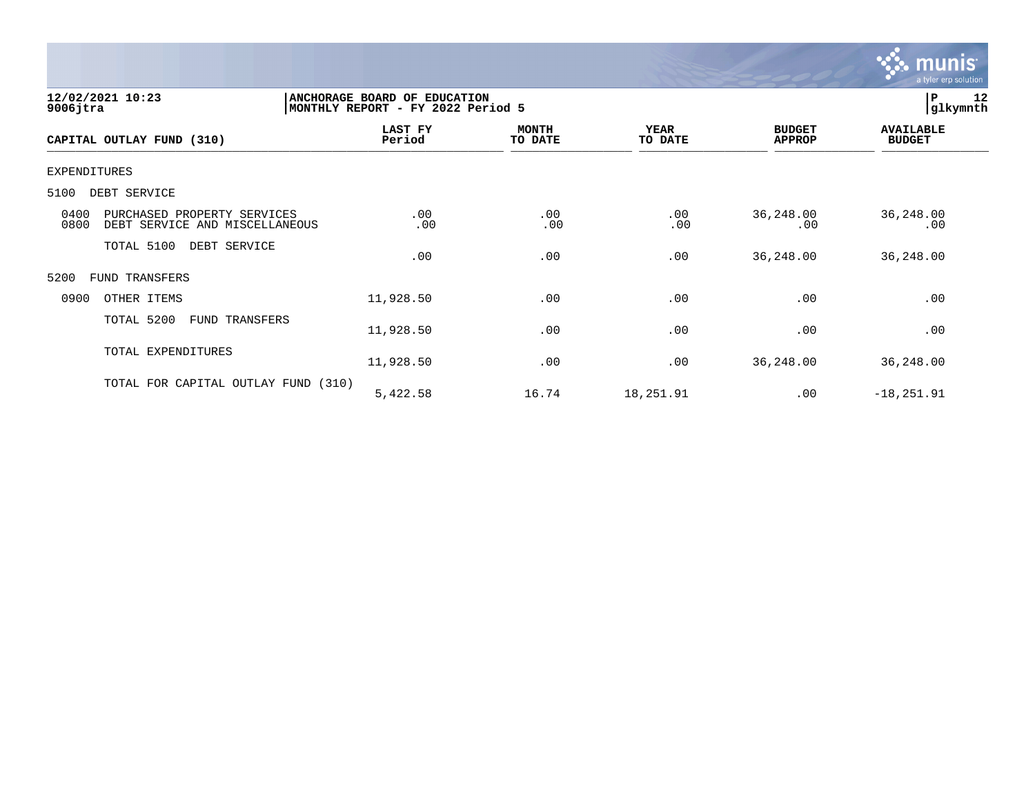12/02/2021 10:23
9006jtra

ANCHORAGE BOARD OF EDUCATION
MONTHLY REPORT - FY 2022 Period 5

P 12
glkymnth

| CAPITAL OUTLAY FUND (310) | LAST FY Period | MONTH TO DATE | YEAR TO DATE | BUDGET APPROP | AVAILABLE BUDGET |
|---|---|---|---|---|---|
| EXPENDITURES | | | | | |
| 5100 DEBT SERVICE | | | | | |
| 0400 PURCHASED PROPERTY SERVICES | .00 | .00 | .00 | 36,248.00 | 36,248.00 |
| 0800 DEBT SERVICE AND MISCELLANEOUS | .00 | .00 | .00 | .00 | .00 |
| TOTAL 5100 DEBT SERVICE | .00 | .00 | .00 | 36,248.00 | 36,248.00 |
| 5200 FUND TRANSFERS | | | | | |
| 0900 OTHER ITEMS | 11,928.50 | .00 | .00 | .00 | .00 |
| TOTAL 5200 FUND TRANSFERS | 11,928.50 | .00 | .00 | .00 | .00 |
| TOTAL EXPENDITURES | 11,928.50 | .00 | .00 | 36,248.00 | 36,248.00 |
| TOTAL FOR CAPITAL OUTLAY FUND (310) | 5,422.58 | 16.74 | 18,251.91 | .00 | -18,251.91 |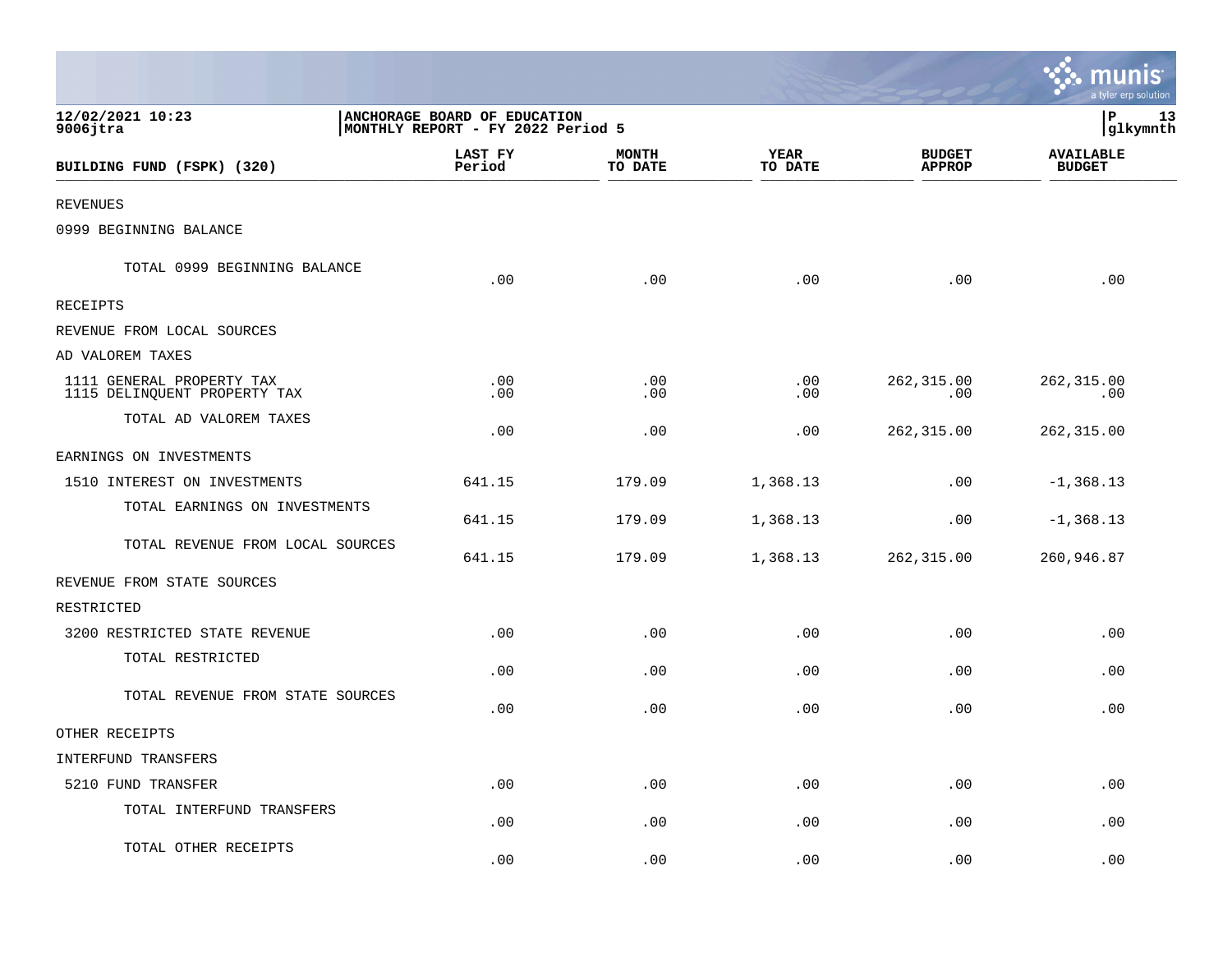12/02/2021 10:23
9006jtra

ANCHORAGE BOARD OF EDUCATION
MONTHLY REPORT - FY 2022 Period 5

| BUILDING FUND (FSPK) (320) | LAST FY Period | MONTH TO DATE | YEAR TO DATE | BUDGET APPROP | AVAILABLE BUDGET |
|---|---|---|---|---|---|
| REVENUES | | | | | |
| 0999 BEGINNING BALANCE | | | | | |
| TOTAL 0999 BEGINNING BALANCE | .00 | .00 | .00 | .00 | .00 |
| RECEIPTS | | | | | |
| REVENUE FROM LOCAL SOURCES | | | | | |
| AD VALOREM TAXES | | | | | |
| 1111 GENERAL PROPERTY TAX | .00 | .00 | .00 | 262,315.00 | 262,315.00 |
| 1115 DELINQUENT PROPERTY TAX | .00 | .00 | .00 | .00 | .00 |
| TOTAL AD VALOREM TAXES | .00 | .00 | .00 | 262,315.00 | 262,315.00 |
| EARNINGS ON INVESTMENTS | | | | | |
| 1510 INTEREST ON INVESTMENTS | 641.15 | 179.09 | 1,368.13 | .00 | -1,368.13 |
| TOTAL EARNINGS ON INVESTMENTS | 641.15 | 179.09 | 1,368.13 | .00 | -1,368.13 |
| TOTAL REVENUE FROM LOCAL SOURCES | 641.15 | 179.09 | 1,368.13 | 262,315.00 | 260,946.87 |
| REVENUE FROM STATE SOURCES | | | | | |
| RESTRICTED | | | | | |
| 3200 RESTRICTED STATE REVENUE | .00 | .00 | .00 | .00 | .00 |
| TOTAL RESTRICTED | .00 | .00 | .00 | .00 | .00 |
| TOTAL REVENUE FROM STATE SOURCES | .00 | .00 | .00 | .00 | .00 |
| OTHER RECEIPTS | | | | | |
| INTERFUND TRANSFERS | | | | | |
| 5210 FUND TRANSFER | .00 | .00 | .00 | .00 | .00 |
| TOTAL INTERFUND TRANSFERS | .00 | .00 | .00 | .00 | .00 |
| TOTAL OTHER RECEIPTS | .00 | .00 | .00 | .00 | .00 |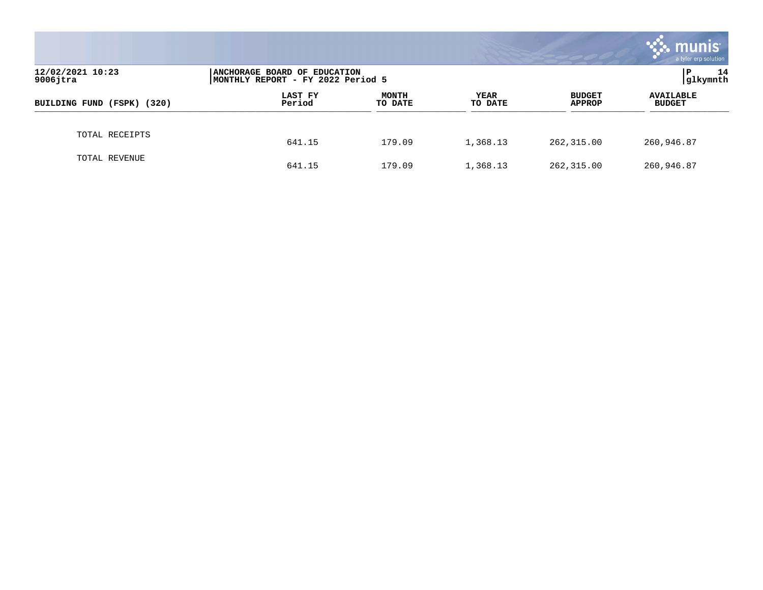| BUILDING FUND (FSPK) (320) | LAST FY Period | MONTH TO DATE | YEAR TO DATE | BUDGET APPROP | AVAILABLE BUDGET |
|---|---|---|---|---|---|
| TOTAL RECEIPTS | 641.15 | 179.09 | 1,368.13 | 262,315.00 | 260,946.87 |
| TOTAL REVENUE | 641.15 | 179.09 | 1,368.13 | 262,315.00 | 260,946.87 |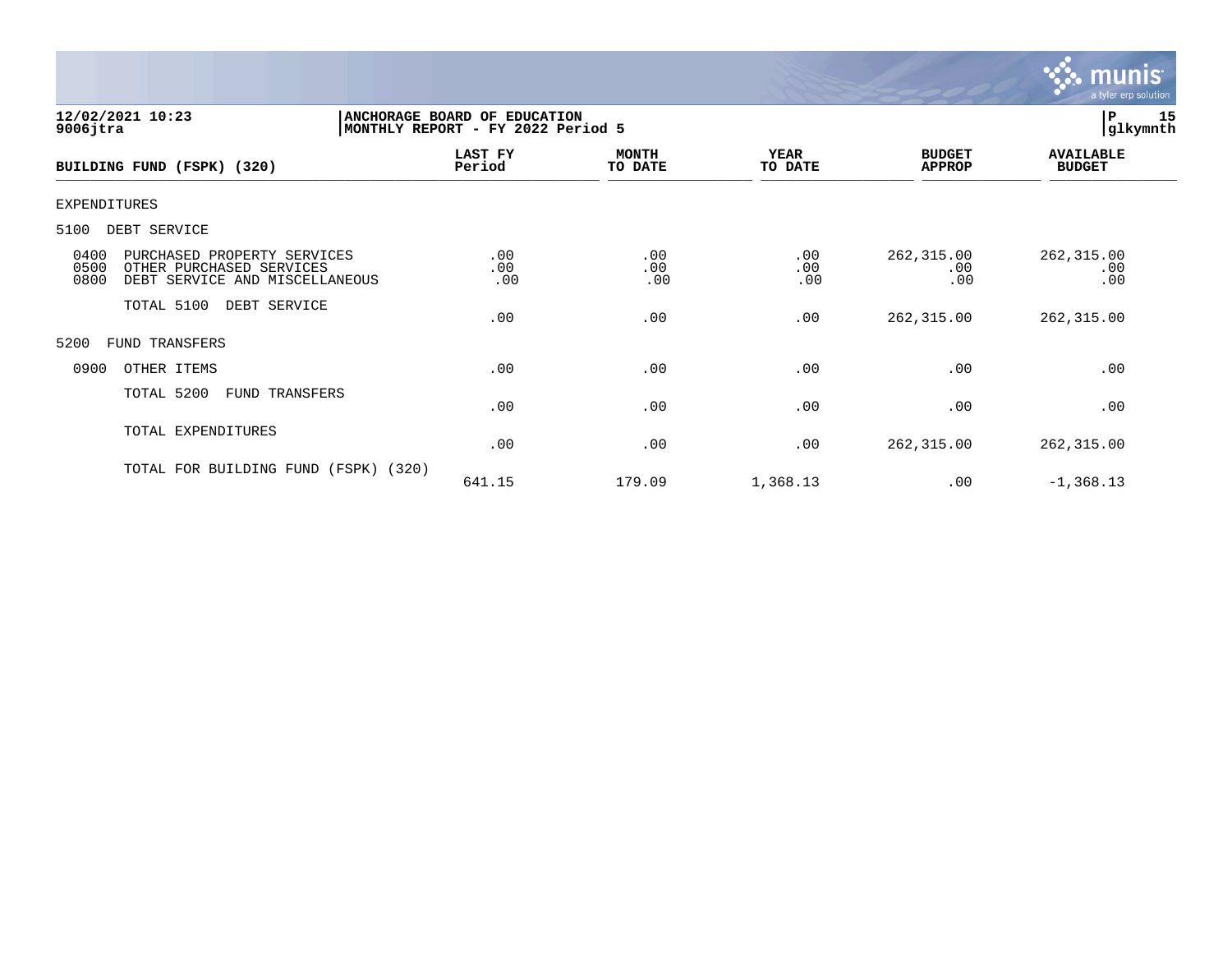**12/02/2021 10:23**
**9006jtra**

**ANCHORAGE BOARD OF EDUCATION**
**MONTHLY REPORT - FY 2022 Period 5**

**P 15**
**glkymnth**

| BUILDING FUND (FSPK) (320) | LAST FY Period | MONTH TO DATE | YEAR TO DATE | BUDGET APPROP | AVAILABLE BUDGET |
|---|---|---|---|---|---|
| EXPENDITURES | | | | | |
| 5100 DEBT SERVICE | | | | | |
| 0400 PURCHASED PROPERTY SERVICES | .00 | .00 | .00 | 262,315.00 | 262,315.00 |
| 0500 OTHER PURCHASED SERVICES | .00 | .00 | .00 | .00 | .00 |
| 0800 DEBT SERVICE AND MISCELLANEOUS | .00 | .00 | .00 | .00 | .00 |
| TOTAL 5100 DEBT SERVICE | .00 | .00 | .00 | 262,315.00 | 262,315.00 |
| 5200 FUND TRANSFERS | | | | | |
| 0900 OTHER ITEMS | .00 | .00 | .00 | .00 | .00 |
| TOTAL 5200 FUND TRANSFERS | .00 | .00 | .00 | .00 | .00 |
| TOTAL EXPENDITURES | .00 | .00 | .00 | 262,315.00 | 262,315.00 |
| TOTAL FOR BUILDING FUND (FSPK) (320) | 641.15 | 179.09 | 1,368.13 | .00 | -1,368.13 |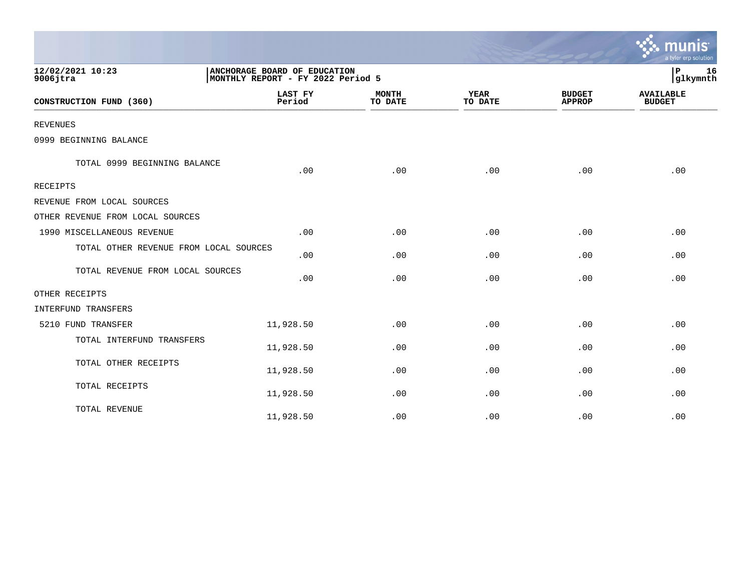12/02/2021 10:23
9006jtra

**ANCHORAGE BOARD OF EDUCATION**
**MONTHLY REPORT - FY 2022 Period 5**

P 16
glkymnth

| CONSTRUCTION FUND (360) | LAST FY Period | MONTH TO DATE | YEAR TO DATE | BUDGET APPROP | AVAILABLE BUDGET |
|---|---|---|---|---|---|
| REVENUES | | | | | |
| 0999 BEGINNING BALANCE | | | | | |
| TOTAL 0999 BEGINNING BALANCE | .00 | .00 | .00 | .00 | .00 |
| RECEIPTS | | | | | |
| REVENUE FROM LOCAL SOURCES | | | | | |
| OTHER REVENUE FROM LOCAL SOURCES | | | | | |
| 1990 MISCELLANEOUS REVENUE | .00 | .00 | .00 | .00 | .00 |
| TOTAL OTHER REVENUE FROM LOCAL SOURCES | .00 | .00 | .00 | .00 | .00 |
| TOTAL REVENUE FROM LOCAL SOURCES | .00 | .00 | .00 | .00 | .00 |
| OTHER RECEIPTS | | | | | |
| INTERFUND TRANSFERS | | | | | |
| 5210 FUND TRANSFER | 11,928.50 | .00 | .00 | .00 | .00 |
| TOTAL INTERFUND TRANSFERS | 11,928.50 | .00 | .00 | .00 | .00 |
| TOTAL OTHER RECEIPTS | 11,928.50 | .00 | .00 | .00 | .00 |
| TOTAL RECEIPTS | 11,928.50 | .00 | .00 | .00 | .00 |
| TOTAL REVENUE | 11,928.50 | .00 | .00 | .00 | .00 |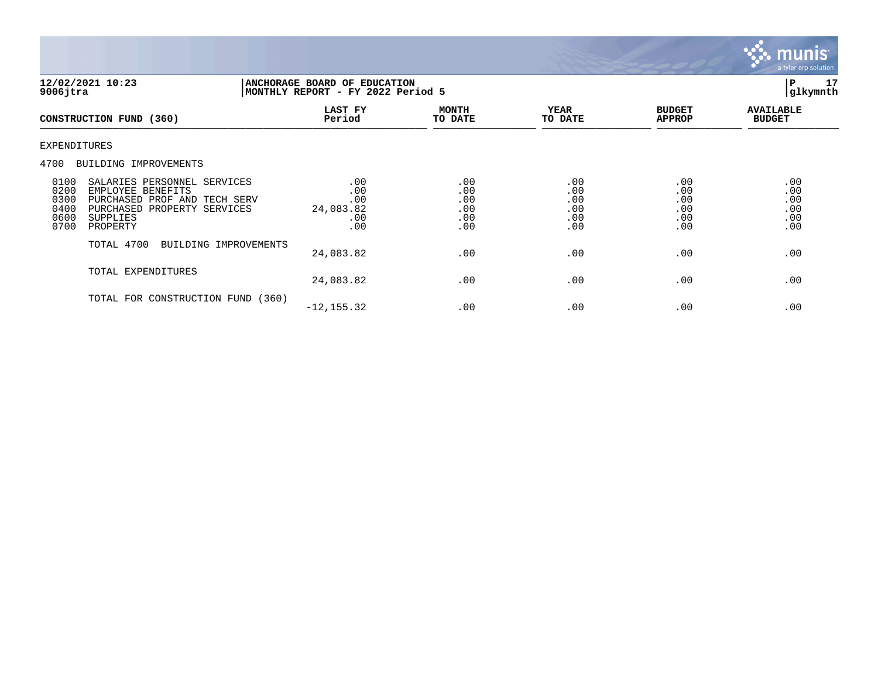**12/02/2021 10:23**
**9006jtra**

**ANCHORAGE BOARD OF EDUCATION**
**MONTHLY REPORT - FY 2022 Period 5**

**P 17**
**glkymnth**

| CONSTRUCTION FUND (360) | LAST FY Period | MONTH TO DATE | YEAR TO DATE | BUDGET APPROP | AVAILABLE BUDGET |
|---|---|---|---|---|---|
| EXPENDITURES | | | | | |
| 4700 BUILDING IMPROVEMENTS | | | | | |
| 0100 SALARIES PERSONNEL SERVICES | .00 | .00 | .00 | .00 | .00 |
| 0200 EMPLOYEE BENEFITS | .00 | .00 | .00 | .00 | .00 |
| 0300 PURCHASED PROF AND TECH SERV | .00 | .00 | .00 | .00 | .00 |
| 0400 PURCHASED PROPERTY SERVICES | 24,083.82 | .00 | .00 | .00 | .00 |
| 0600 SUPPLIES | .00 | .00 | .00 | .00 | .00 |
| 0700 PROPERTY | .00 | .00 | .00 | .00 | .00 |
| TOTAL 4700 BUILDING IMPROVEMENTS | 24,083.82 | .00 | .00 | .00 | .00 |
| TOTAL EXPENDITURES | 24,083.82 | .00 | .00 | .00 | .00 |
| TOTAL FOR CONSTRUCTION FUND (360) | -12,155.32 | .00 | .00 | .00 | .00 |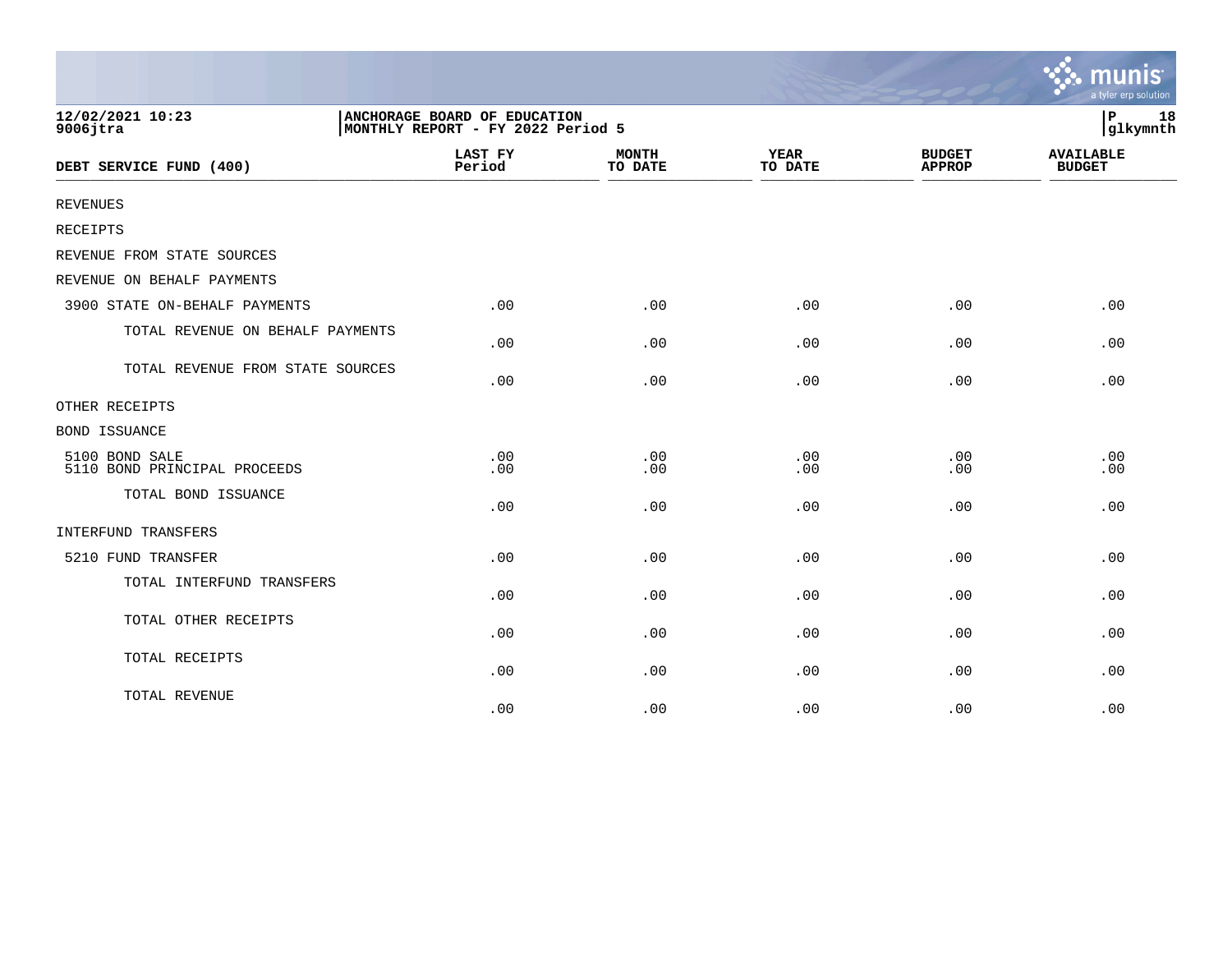12/02/2021 10:23 | ANCHORAGE BOARD OF EDUCATION
9006jtra | MONTHLY REPORT - FY 2022 Period 5

| DEBT SERVICE FUND (400) | LAST FY Period | MONTH TO DATE | YEAR TO DATE | BUDGET APPROP | AVAILABLE BUDGET |
|---|---|---|---|---|---|
| REVENUES | | | | | |
| RECEIPTS | | | | | |
| REVENUE FROM STATE SOURCES | | | | | |
| REVENUE ON BEHALF PAYMENTS | | | | | |
| 3900 STATE ON-BEHALF PAYMENTS | .00 | .00 | .00 | .00 | .00 |
| TOTAL REVENUE ON BEHALF PAYMENTS | .00 | .00 | .00 | .00 | .00 |
| TOTAL REVENUE FROM STATE SOURCES | .00 | .00 | .00 | .00 | .00 |
| OTHER RECEIPTS | | | | | |
| BOND ISSUANCE | | | | | |
| 5100 BOND SALE | .00 | .00 | .00 | .00 | .00 |
| 5110 BOND PRINCIPAL PROCEEDS | .00 | .00 | .00 | .00 | .00 |
| TOTAL BOND ISSUANCE | .00 | .00 | .00 | .00 | .00 |
| INTERFUND TRANSFERS | | | | | |
| 5210 FUND TRANSFER | .00 | .00 | .00 | .00 | .00 |
| TOTAL INTERFUND TRANSFERS | .00 | .00 | .00 | .00 | .00 |
| TOTAL OTHER RECEIPTS | .00 | .00 | .00 | .00 | .00 |
| TOTAL RECEIPTS | .00 | .00 | .00 | .00 | .00 |
| TOTAL REVENUE | .00 | .00 | .00 | .00 | .00 |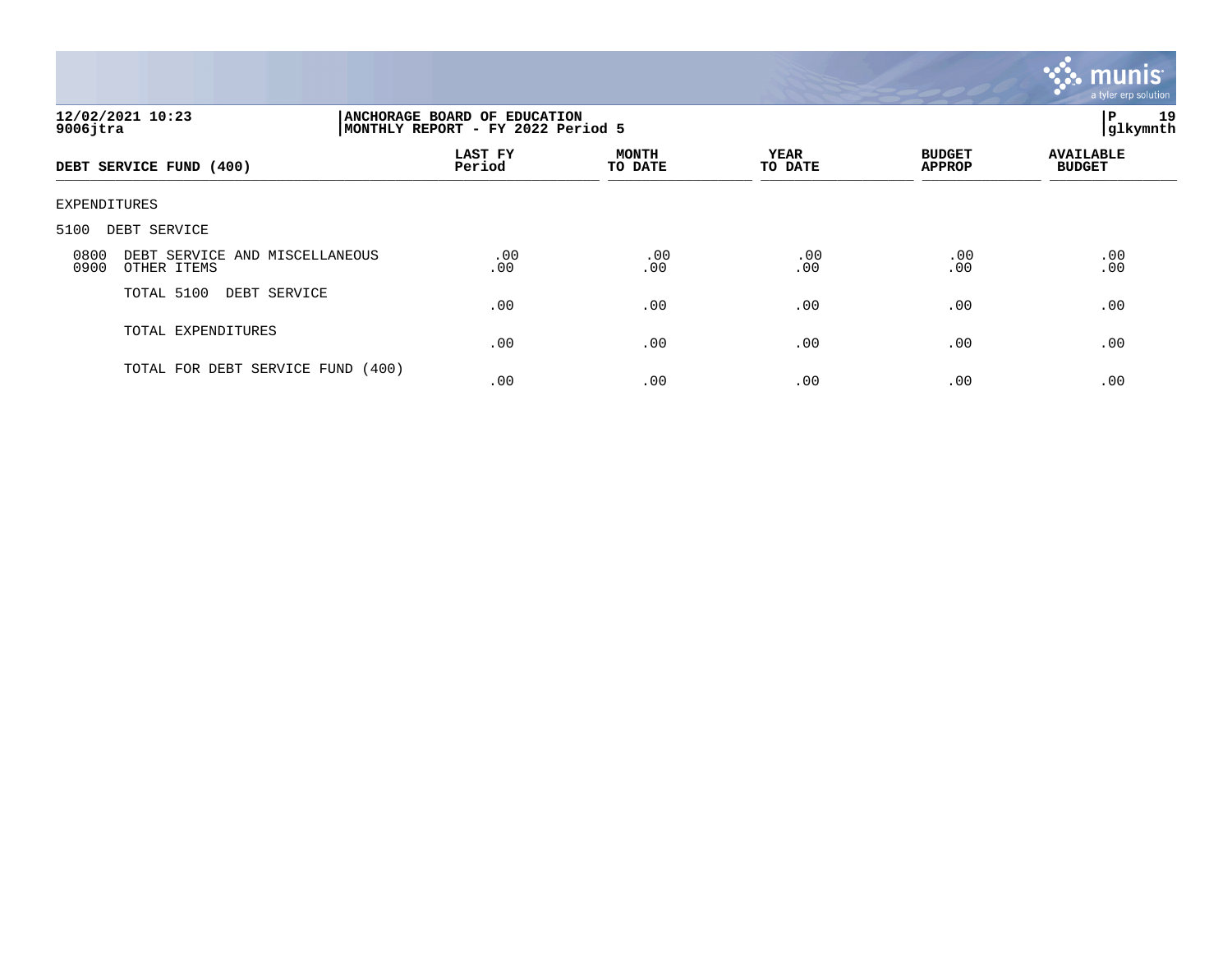**12/02/2021 10:23**
**9006jtra**

**ANCHORAGE BOARD OF EDUCATION**
**MONTHLY REPORT - FY 2022 Period 5**

**P 19**
**glkymnth**

| DEBT SERVICE FUND (400) | LAST FY Period | MONTH TO DATE | YEAR TO DATE | BUDGET APPROP | AVAILABLE BUDGET |
|---|---|---|---|---|---|
| EXPENDITURES | | | | | |
| 5100 DEBT SERVICE | | | | | |
| 0800 DEBT SERVICE AND MISCELLANEOUS | .00 | .00 | .00 | .00 | .00 |
| 0900 OTHER ITEMS | .00 | .00 | .00 | .00 | .00 |
| TOTAL 5100 DEBT SERVICE | .00 | .00 | .00 | .00 | .00 |
| TOTAL EXPENDITURES | .00 | .00 | .00 | .00 | .00 |
| TOTAL FOR DEBT SERVICE FUND (400) | .00 | .00 | .00 | .00 | .00 |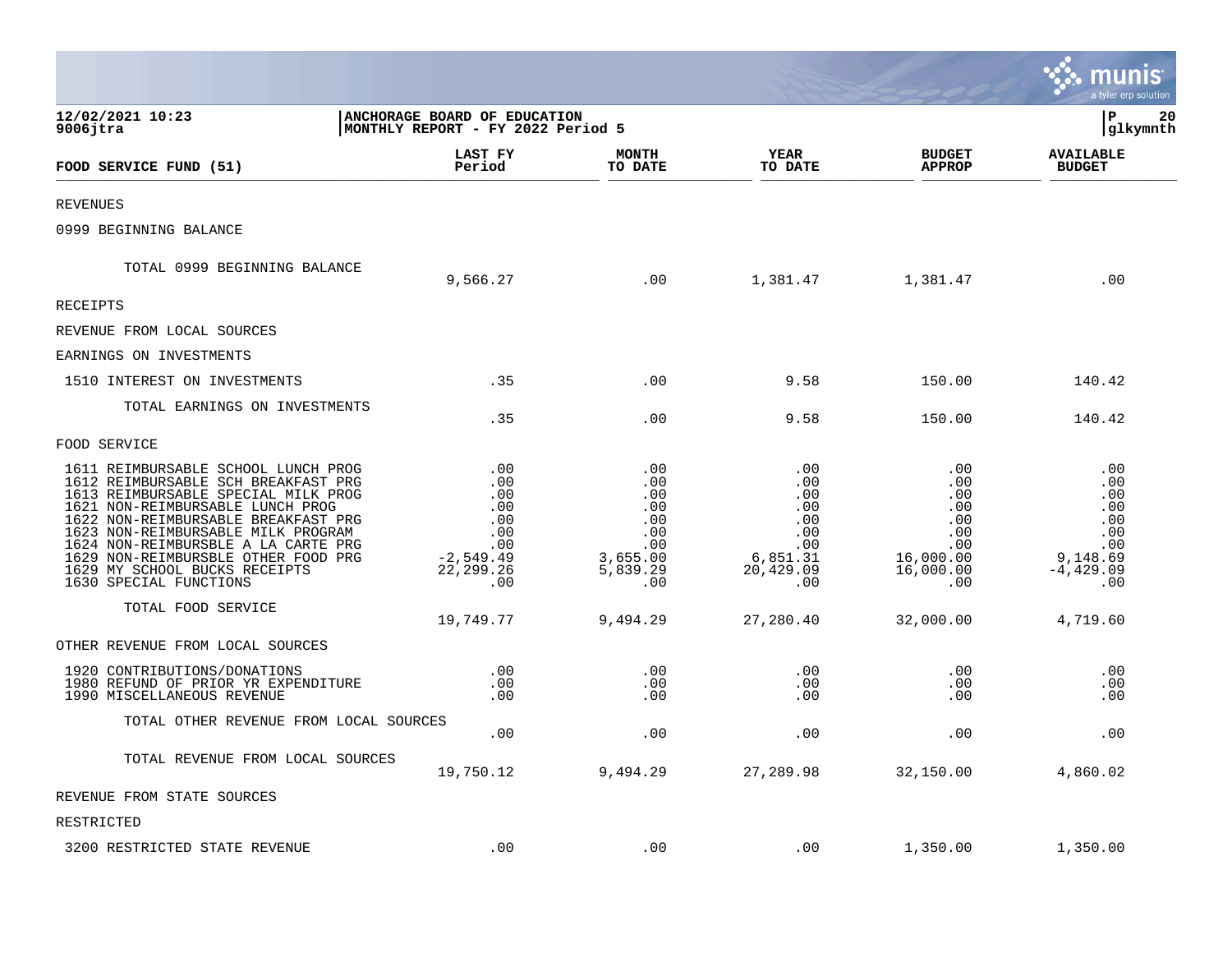**12/02/2021 10:23**
**9006jtra**

**ANCHORAGE BOARD OF EDUCATION**
**MONTHLY REPORT - FY 2022 Period 5**

**P 20**
**glkymnth**

| FOOD SERVICE FUND (51) | LAST FY Period | MONTH TO DATE | YEAR TO DATE | BUDGET APPROP | AVAILABLE BUDGET |
|---|---|---|---|---|---|
| REVENUES | | | | | |
| 0999 BEGINNING BALANCE | | | | | |
| TOTAL 0999 BEGINNING BALANCE | 9,566.27 | .00 | 1,381.47 | 1,381.47 | .00 |
| RECEIPTS | | | | | |
| REVENUE FROM LOCAL SOURCES | | | | | |
| EARNINGS ON INVESTMENTS | | | | | |
| 1510 INTEREST ON INVESTMENTS | .35 | .00 | 9.58 | 150.00 | 140.42 |
| TOTAL EARNINGS ON INVESTMENTS | .35 | .00 | 9.58 | 150.00 | 140.42 |
| FOOD SERVICE | | | | | |
| 1611 REIMBURSABLE SCHOOL LUNCH PROG | .00 | .00 | .00 | .00 | .00 |
| 1612 REIMBURSABLE SCH BREAKFAST PRG | .00 | .00 | .00 | .00 | .00 |
| 1613 REIMBURSABLE SPECIAL MILK PROG | .00 | .00 | .00 | .00 | .00 |
| 1621 NON-REIMBURSABLE LUNCH PROG | .00 | .00 | .00 | .00 | .00 |
| 1622 NON-REIMBURSABLE BREAKFAST PRG | .00 | .00 | .00 | .00 | .00 |
| 1623 NON-REIMBURSABLE MILK PROGRAM | .00 | .00 | .00 | .00 | .00 |
| 1624 NON-REIMBURSBLE A LA CARTE PRG | .00 | .00 | .00 | .00 | .00 |
| 1629 NON-REIMBURSBLE OTHER FOOD PRG | -2,549.49 | 3,655.00 | 6,851.31 | 16,000.00 | 9,148.69 |
| 1629 MY SCHOOL BUCKS RECEIPTS | 22,299.26 | 5,839.29 | 20,429.09 | 16,000.00 | -4,429.09 |
| 1630 SPECIAL FUNCTIONS | .00 | .00 | .00 | .00 | .00 |
| TOTAL FOOD SERVICE | 19,749.77 | 9,494.29 | 27,280.40 | 32,000.00 | 4,719.60 |
| OTHER REVENUE FROM LOCAL SOURCES | | | | | |
| 1920 CONTRIBUTIONS/DONATIONS | .00 | .00 | .00 | .00 | .00 |
| 1980 REFUND OF PRIOR YR EXPENDITURE | .00 | .00 | .00 | .00 | .00 |
| 1990 MISCELLANEOUS REVENUE | .00 | .00 | .00 | .00 | .00 |
| TOTAL OTHER REVENUE FROM LOCAL SOURCES | .00 | .00 | .00 | .00 | .00 |
| TOTAL REVENUE FROM LOCAL SOURCES | 19,750.12 | 9,494.29 | 27,289.98 | 32,150.00 | 4,860.02 |
| REVENUE FROM STATE SOURCES | | | | | |
| RESTRICTED | | | | | |
| 3200 RESTRICTED STATE REVENUE | .00 | .00 | .00 | 1,350.00 | 1,350.00 |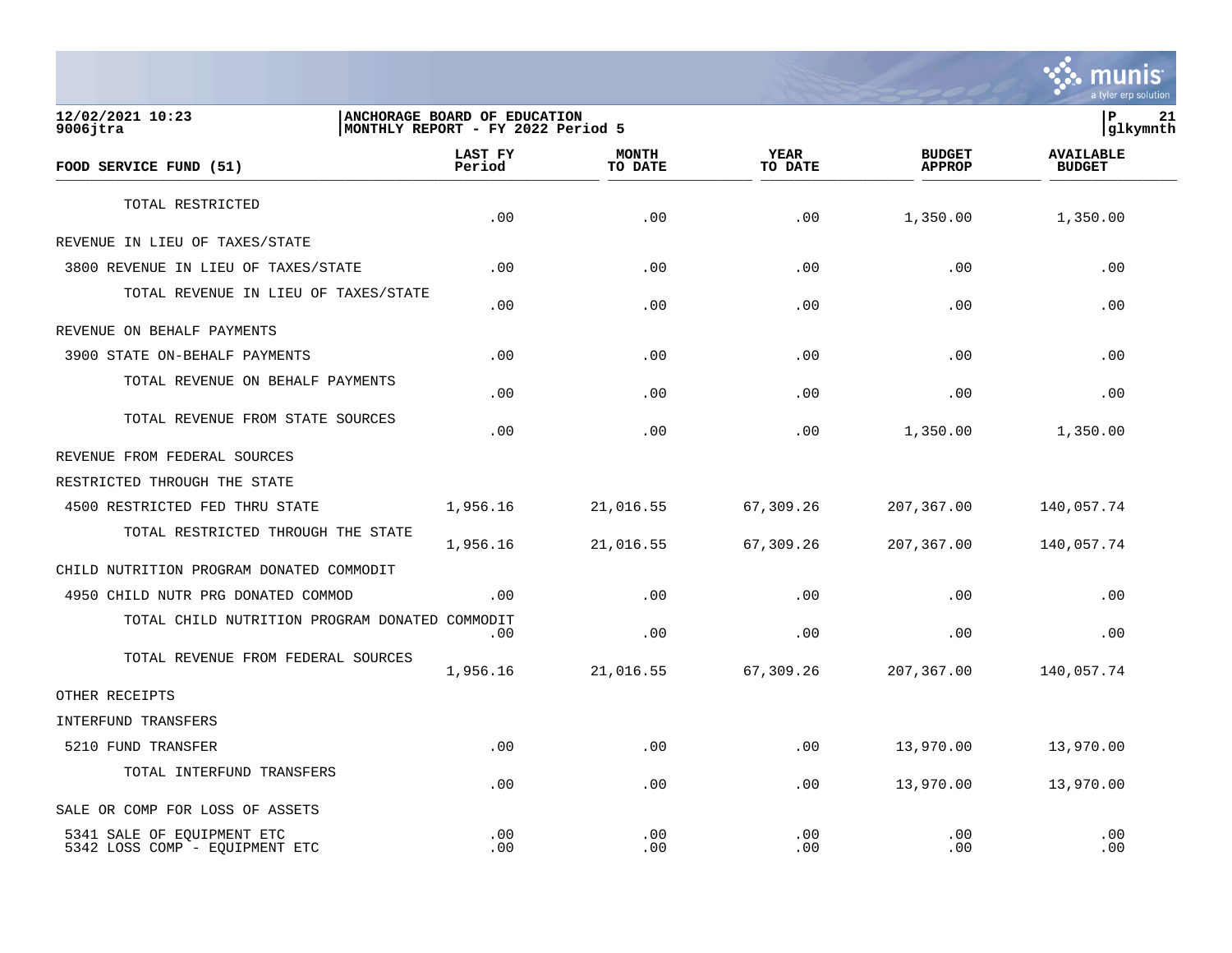| FOOD SERVICE FUND (51) | LAST FY Period | MONTH TO DATE | YEAR TO DATE | BUDGET APPROP | AVAILABLE BUDGET |
|---|---|---|---|---|---|
| TOTAL RESTRICTED | .00 | .00 | .00 | 1,350.00 | 1,350.00 |
| REVENUE IN LIEU OF TAXES/STATE | | | | | |
| 3800 REVENUE IN LIEU OF TAXES/STATE | .00 | .00 | .00 | .00 | .00 |
| TOTAL REVENUE IN LIEU OF TAXES/STATE | .00 | .00 | .00 | .00 | .00 |
| REVENUE ON BEHALF PAYMENTS | | | | | |
| 3900 STATE ON-BEHALF PAYMENTS | .00 | .00 | .00 | .00 | .00 |
| TOTAL REVENUE ON BEHALF PAYMENTS | .00 | .00 | .00 | .00 | .00 |
| TOTAL REVENUE FROM STATE SOURCES | .00 | .00 | .00 | 1,350.00 | 1,350.00 |
| REVENUE FROM FEDERAL SOURCES | | | | | |
| RESTRICTED THROUGH THE STATE | | | | | |
| 4500 RESTRICTED FED THRU STATE | 1,956.16 | 21,016.55 | 67,309.26 | 207,367.00 | 140,057.74 |
| TOTAL RESTRICTED THROUGH THE STATE | 1,956.16 | 21,016.55 | 67,309.26 | 207,367.00 | 140,057.74 |
| CHILD NUTRITION PROGRAM DONATED COMMODIT | | | | | |
| 4950 CHILD NUTR PRG DONATED COMMOD | .00 | .00 | .00 | .00 | .00 |
| TOTAL CHILD NUTRITION PROGRAM DONATED COMMODIT | .00 | .00 | .00 | .00 | .00 |
| TOTAL REVENUE FROM FEDERAL SOURCES | 1,956.16 | 21,016.55 | 67,309.26 | 207,367.00 | 140,057.74 |
| OTHER RECEIPTS | | | | | |
| INTERFUND TRANSFERS | | | | | |
| 5210 FUND TRANSFER | .00 | .00 | .00 | 13,970.00 | 13,970.00 |
| TOTAL INTERFUND TRANSFERS | .00 | .00 | .00 | 13,970.00 | 13,970.00 |
| SALE OR COMP FOR LOSS OF ASSETS | | | | | |
| 5341 SALE OF EQUIPMENT ETC | .00 | .00 | .00 | .00 | .00 |
| 5342 LOSS COMP - EQUIPMENT ETC | .00 | .00 | .00 | .00 | .00 |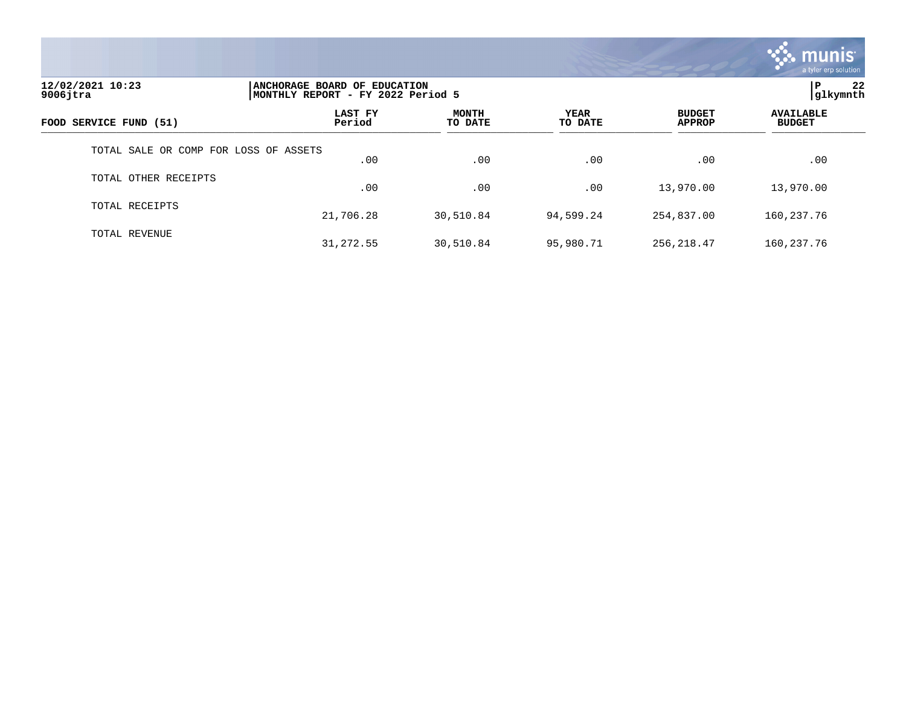12/02/2021 10:23
9006jtra

ANCHORAGE BOARD OF EDUCATION
MONTHLY REPORT - FY 2022 Period 5

P 22
glkymnth

| FOOD SERVICE FUND (51) | LAST FY Period | MONTH TO DATE | YEAR TO DATE | BUDGET APPROP | AVAILABLE BUDGET |
|---|---|---|---|---|---|
| TOTAL SALE OR COMP FOR LOSS OF ASSETS | .00 | .00 | .00 | .00 | .00 |
| TOTAL OTHER RECEIPTS | .00 | .00 | .00 | 13,970.00 | 13,970.00 |
| TOTAL RECEIPTS | 21,706.28 | 30,510.84 | 94,599.24 | 254,837.00 | 160,237.76 |
| TOTAL REVENUE | 31,272.55 | 30,510.84 | 95,980.71 | 256,218.47 | 160,237.76 |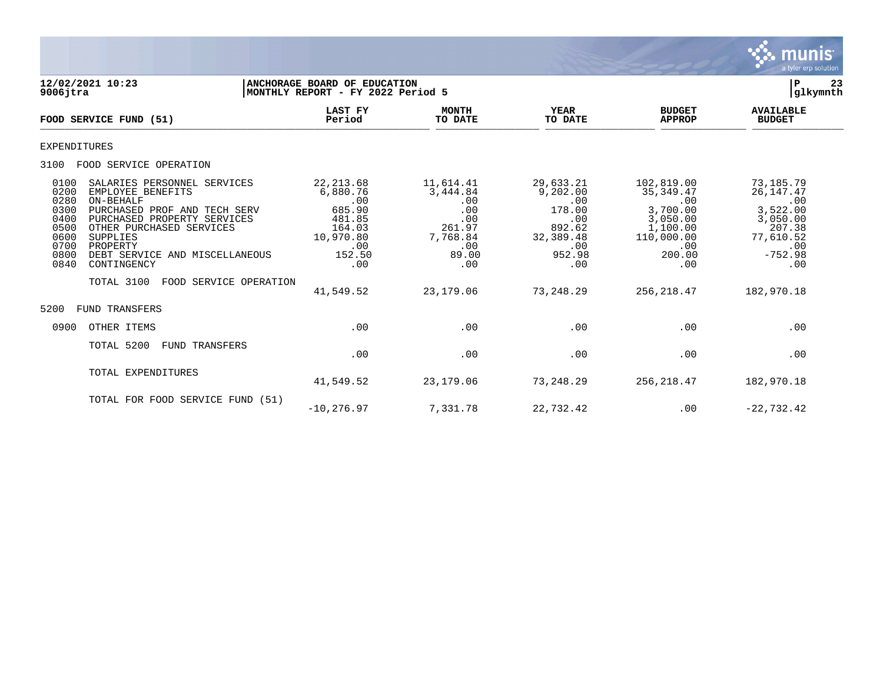**12/02/2021 10:23** | **ANCHORAGE BOARD OF EDUCATION** | **P 23**
**9006jtra** | **MONTHLY REPORT - FY 2022 Period 5** | **glkymnth**

| FOOD SERVICE FUND (51) | LAST FY Period | MONTH TO DATE | YEAR TO DATE | BUDGET APPROP | AVAILABLE BUDGET |
|---|---|---|---|---|---|
| **EXPENDITURES** | | | | | |
| **3100 FOOD SERVICE OPERATION** | | | | | |
| 0100 SALARIES PERSONNEL SERVICES | 22,213.68 | 11,614.41 | 29,633.21 | 102,819.00 | 73,185.79 |
| 0200 EMPLOYEE BENEFITS | 6,880.76 | 3,444.84 | 9,202.00 | 35,349.47 | 26,147.47 |
| 0280 ON-BEHALF | .00 | .00 | .00 | .00 | .00 |
| 0300 PURCHASED PROF AND TECH SERV | 685.90 | .00 | 178.00 | 3,700.00 | 3,522.00 |
| 0400 PURCHASED PROPERTY SERVICES | 481.85 | .00 | .00 | 3,050.00 | 3,050.00 |
| 0500 OTHER PURCHASED SERVICES | 164.03 | 261.97 | 892.62 | 1,100.00 | 207.38 |
| 0600 SUPPLIES | 10,970.80 | 7,768.84 | 32,389.48 | 110,000.00 | 77,610.52 |
| 0700 PROPERTY | .00 | .00 | .00 | .00 | .00 |
| 0800 DEBT SERVICE AND MISCELLANEOUS | 152.50 | 89.00 | 952.98 | 200.00 | -752.98 |
| 0840 CONTINGENCY | .00 | .00 | .00 | .00 | .00 |
| TOTAL 3100 FOOD SERVICE OPERATION | 41,549.52 | 23,179.06 | 73,248.29 | 256,218.47 | 182,970.18 |
| **5200 FUND TRANSFERS** | | | | | |
| 0900 OTHER ITEMS | .00 | .00 | .00 | .00 | .00 |
| TOTAL 5200 FUND TRANSFERS | .00 | .00 | .00 | .00 | .00 |
| TOTAL EXPENDITURES | 41,549.52 | 23,179.06 | 73,248.29 | 256,218.47 | 182,970.18 |
| TOTAL FOR FOOD SERVICE FUND (51) | -10,276.97 | 7,331.78 | 22,732.42 | .00 | -22,732.42 |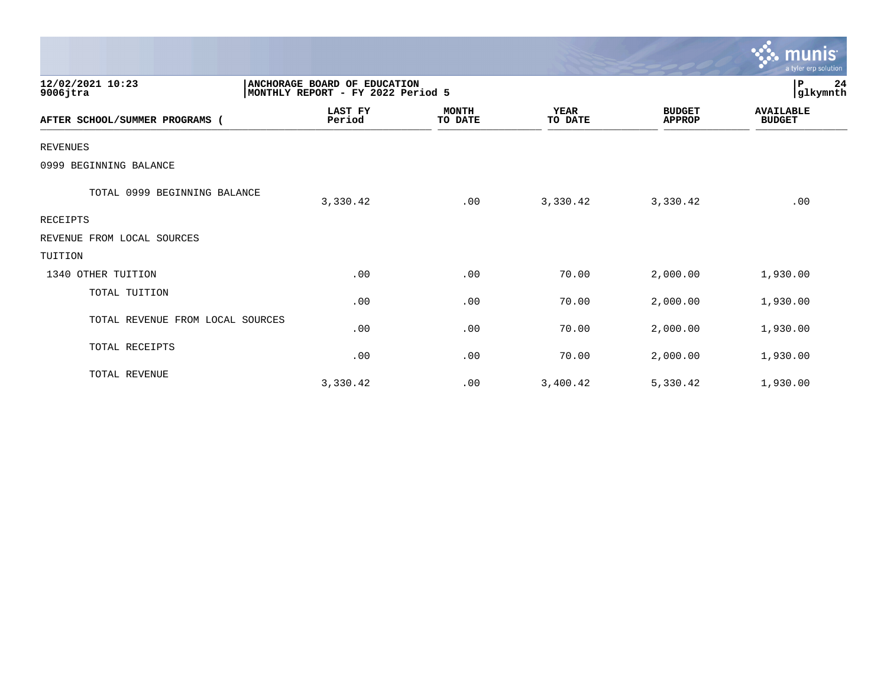12/02/2021 10:23
9006jtra

ANCHORAGE BOARD OF EDUCATION
MONTHLY REPORT - FY 2022 Period 5

| AFTER SCHOOL/SUMMER PROGRAMS ( | LAST FY Period | MONTH TO DATE | YEAR TO DATE | BUDGET APPROP | AVAILABLE BUDGET |
|---|---|---|---|---|---|
| REVENUES | | | | | |
| 0999 BEGINNING BALANCE | | | | | |
| TOTAL 0999 BEGINNING BALANCE | 3,330.42 | .00 | 3,330.42 | 3,330.42 | .00 |
| RECEIPTS | | | | | |
| REVENUE FROM LOCAL SOURCES | | | | | |
| TUITION | | | | | |
| 1340 OTHER TUITION | .00 | .00 | 70.00 | 2,000.00 | 1,930.00 |
| TOTAL TUITION | .00 | .00 | 70.00 | 2,000.00 | 1,930.00 |
| TOTAL REVENUE FROM LOCAL SOURCES | .00 | .00 | 70.00 | 2,000.00 | 1,930.00 |
| TOTAL RECEIPTS | .00 | .00 | 70.00 | 2,000.00 | 1,930.00 |
| TOTAL REVENUE | 3,330.42 | .00 | 3,400.42 | 5,330.42 | 1,930.00 |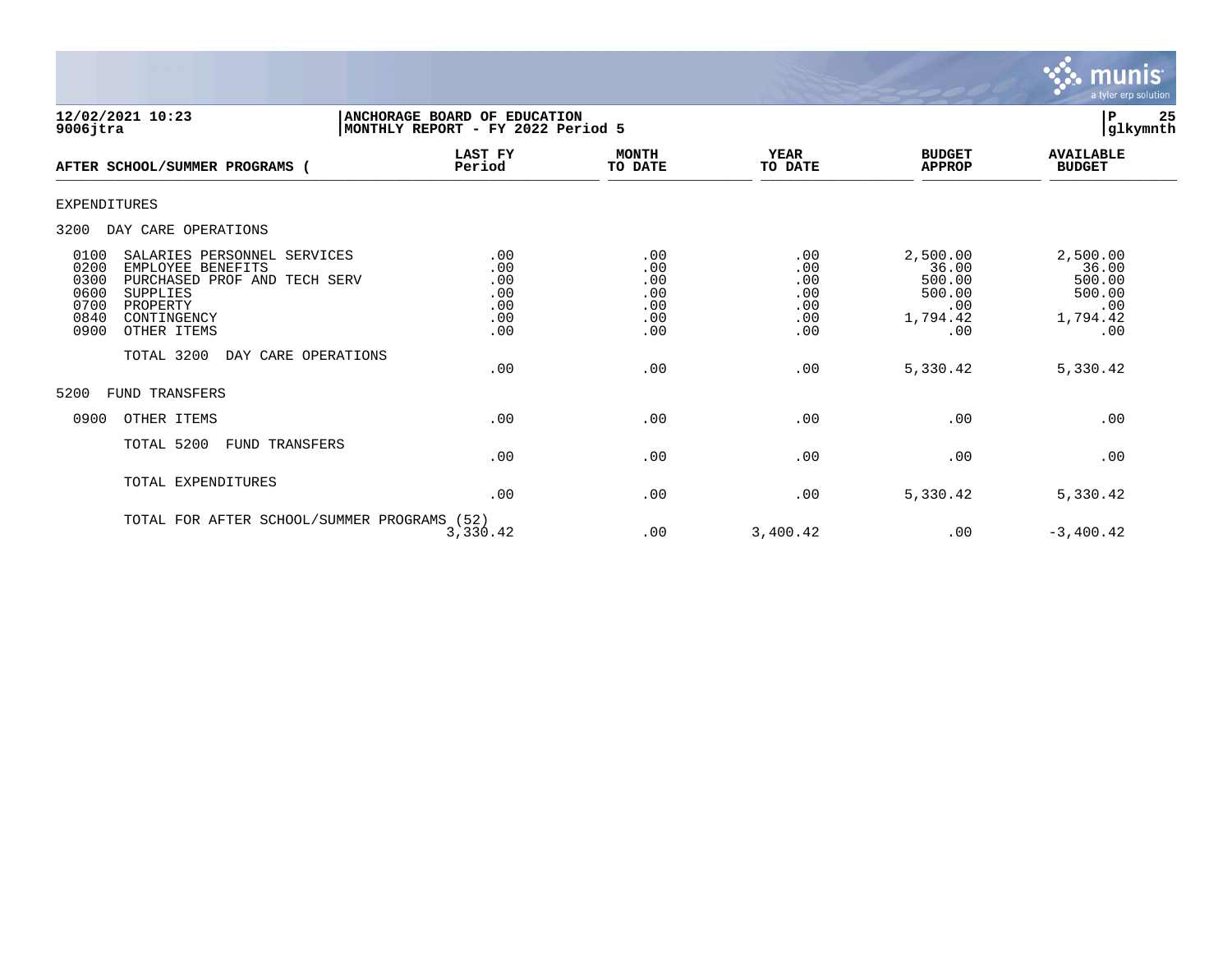**12/02/2021 10:23** | **ANCHORAGE BOARD OF EDUCATION**
**9006jtra** | **MONTHLY REPORT - FY 2022 Period 5**

| AFTER SCHOOL/SUMMER PROGRAMS ( | LAST FY Period | MONTH TO DATE | YEAR TO DATE | BUDGET APPROP | AVAILABLE BUDGET |
|---|---|---|---|---|---|
| EXPENDITURES | | | | | |
| 3200 DAY CARE OPERATIONS | | | | | |
| 0100 SALARIES PERSONNEL SERVICES | .00 | .00 | .00 | 2,500.00 | 2,500.00 |
| 0200 EMPLOYEE BENEFITS | .00 | .00 | .00 | 36.00 | 36.00 |
| 0300 PURCHASED PROF AND TECH SERV | .00 | .00 | .00 | 500.00 | 500.00 |
| 0600 SUPPLIES | .00 | .00 | .00 | 500.00 | 500.00 |
| 0700 PROPERTY | .00 | .00 | .00 | .00 | .00 |
| 0840 CONTINGENCY | .00 | .00 | .00 | 1,794.42 | 1,794.42 |
| 0900 OTHER ITEMS | .00 | .00 | .00 | .00 | .00 |
| TOTAL 3200 DAY CARE OPERATIONS | .00 | .00 | .00 | 5,330.42 | 5,330.42 |
| 5200 FUND TRANSFERS | | | | | |
| 0900 OTHER ITEMS | .00 | .00 | .00 | .00 | .00 |
| TOTAL 5200 FUND TRANSFERS | .00 | .00 | .00 | .00 | .00 |
| TOTAL EXPENDITURES | .00 | .00 | .00 | 5,330.42 | 5,330.42 |
| TOTAL FOR AFTER SCHOOL/SUMMER PROGRAMS (52) | 3,330.42 | .00 | 3,400.42 | .00 | -3,400.42 |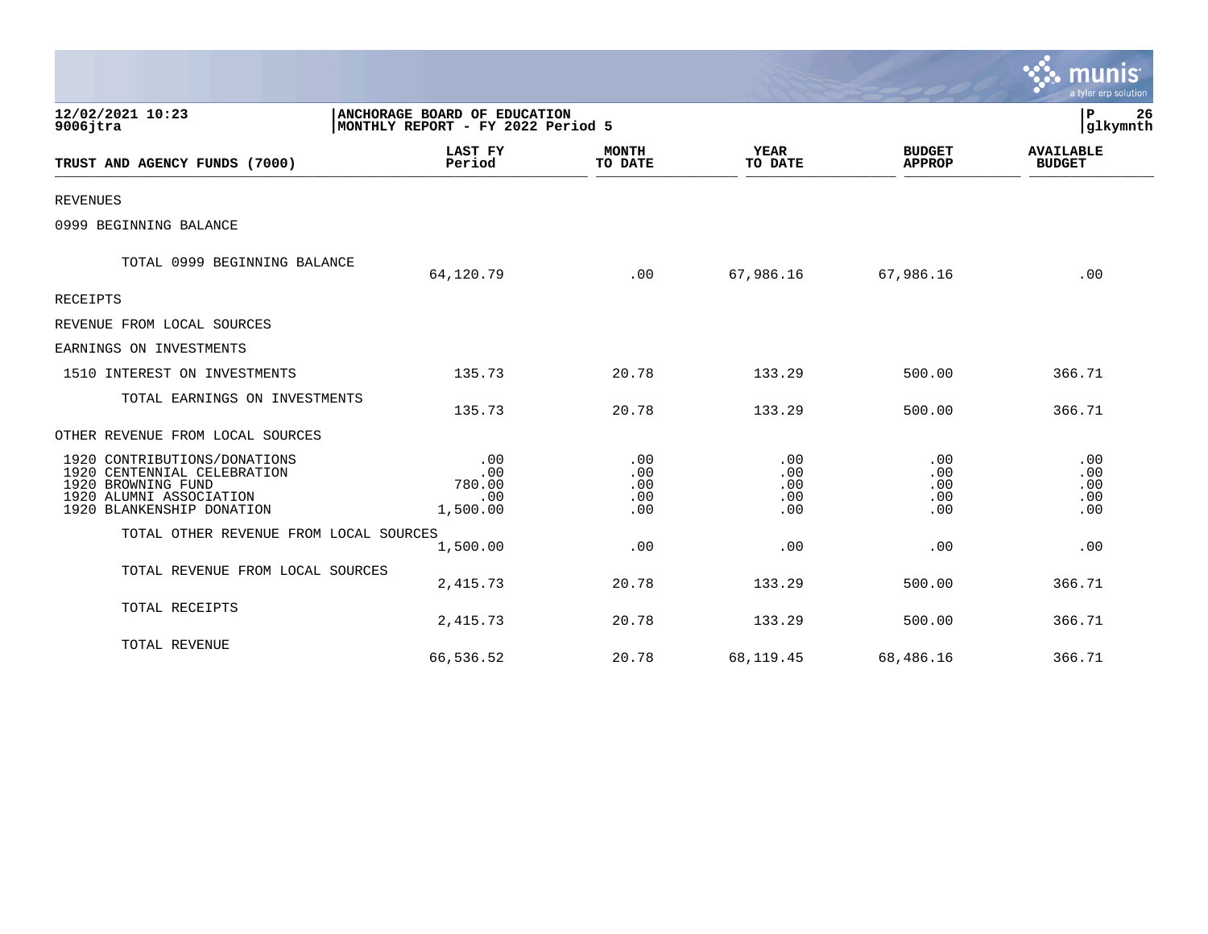**12/02/2021 10:23**
**9006jtra**

**ANCHORAGE BOARD OF EDUCATION**
**MONTHLY REPORT - FY 2022 Period 5**

**P 26**
**glkymnth**

| TRUST AND AGENCY FUNDS (7000) | LAST FY Period | MONTH TO DATE | YEAR TO DATE | BUDGET APPROP | AVAILABLE BUDGET |
|---|---|---|---|---|---|
| REVENUES | | | | | |
| 0999 BEGINNING BALANCE | | | | | |
| TOTAL 0999 BEGINNING BALANCE | 64,120.79 | .00 | 67,986.16 | 67,986.16 | .00 |
| RECEIPTS | | | | | |
| REVENUE FROM LOCAL SOURCES | | | | | |
| EARNINGS ON INVESTMENTS | | | | | |
| 1510 INTEREST ON INVESTMENTS | 135.73 | 20.78 | 133.29 | 500.00 | 366.71 |
| TOTAL EARNINGS ON INVESTMENTS | 135.73 | 20.78 | 133.29 | 500.00 | 366.71 |
| OTHER REVENUE FROM LOCAL SOURCES | | | | | |
| 1920 CONTRIBUTIONS/DONATIONS | .00 | .00 | .00 | .00 | .00 |
| 1920 CENTENNIAL CELEBRATION | .00 | .00 | .00 | .00 | .00 |
| 1920 BROWNING FUND | 780.00 | .00 | .00 | .00 | .00 |
| 1920 ALUMNI ASSOCIATION | .00 | .00 | .00 | .00 | .00 |
| 1920 BLANKENSHIP DONATION | 1,500.00 | .00 | .00 | .00 | .00 |
| TOTAL OTHER REVENUE FROM LOCAL SOURCES | 1,500.00 | .00 | .00 | .00 | .00 |
| TOTAL REVENUE FROM LOCAL SOURCES | 2,415.73 | 20.78 | 133.29 | 500.00 | 366.71 |
| TOTAL RECEIPTS | 2,415.73 | 20.78 | 133.29 | 500.00 | 366.71 |
| TOTAL REVENUE | 66,536.52 | 20.78 | 68,119.45 | 68,486.16 | 366.71 |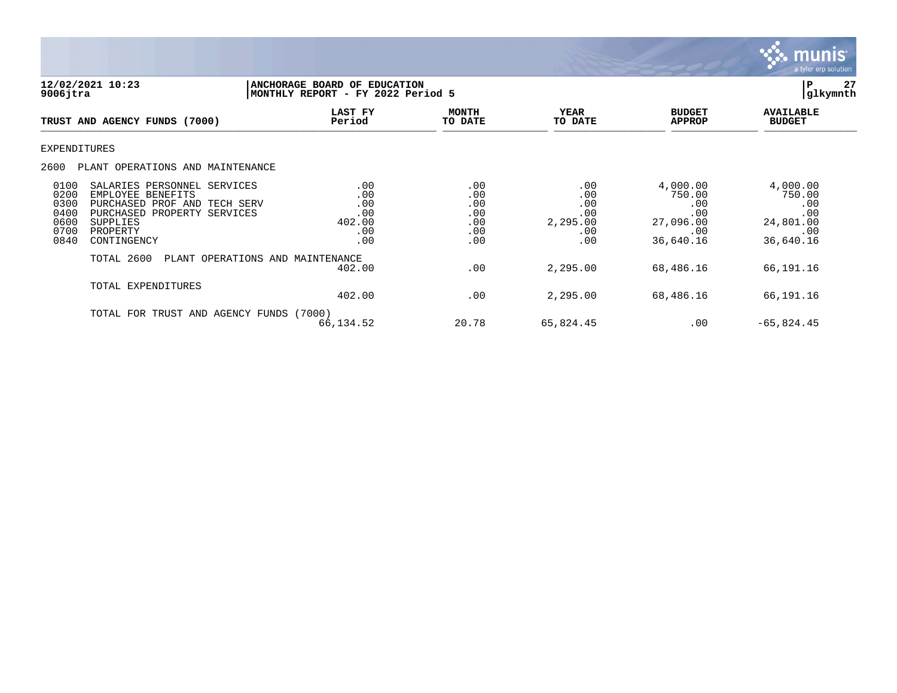12/02/2021 10:23
9006jtra

ANCHORAGE BOARD OF EDUCATION
MONTHLY REPORT - FY 2022 Period 5

glkymnth

| TRUST AND AGENCY FUNDS (7000) | LAST FY Period | MONTH TO DATE | YEAR TO DATE | BUDGET APPROP | AVAILABLE BUDGET |
|---|---|---|---|---|---|
| EXPENDITURES | | | | | |
| 2600 PLANT OPERATIONS AND MAINTENANCE | | | | | |
| 0100 SALARIES PERSONNEL SERVICES | .00 | .00 | .00 | 4,000.00 | 4,000.00 |
| 0200 EMPLOYEE BENEFITS | .00 | .00 | .00 | 750.00 | 750.00 |
| 0300 PURCHASED PROF AND TECH SERV | .00 | .00 | .00 | .00 | .00 |
| 0400 PURCHASED PROPERTY SERVICES | .00 | .00 | .00 | .00 | .00 |
| 0600 SUPPLIES | 402.00 | .00 | 2,295.00 | 27,096.00 | 24,801.00 |
| 0700 PROPERTY | .00 | .00 | .00 | .00 | .00 |
| 0840 CONTINGENCY | .00 | .00 | .00 | 36,640.16 | 36,640.16 |
| TOTAL 2600 PLANT OPERATIONS AND MAINTENANCE | 402.00 | .00 | 2,295.00 | 68,486.16 | 66,191.16 |
| TOTAL EXPENDITURES | 402.00 | .00 | 2,295.00 | 68,486.16 | 66,191.16 |
| TOTAL FOR TRUST AND AGENCY FUNDS (7000) | 66,134.52 | 20.78 | 65,824.45 | .00 | -65,824.45 |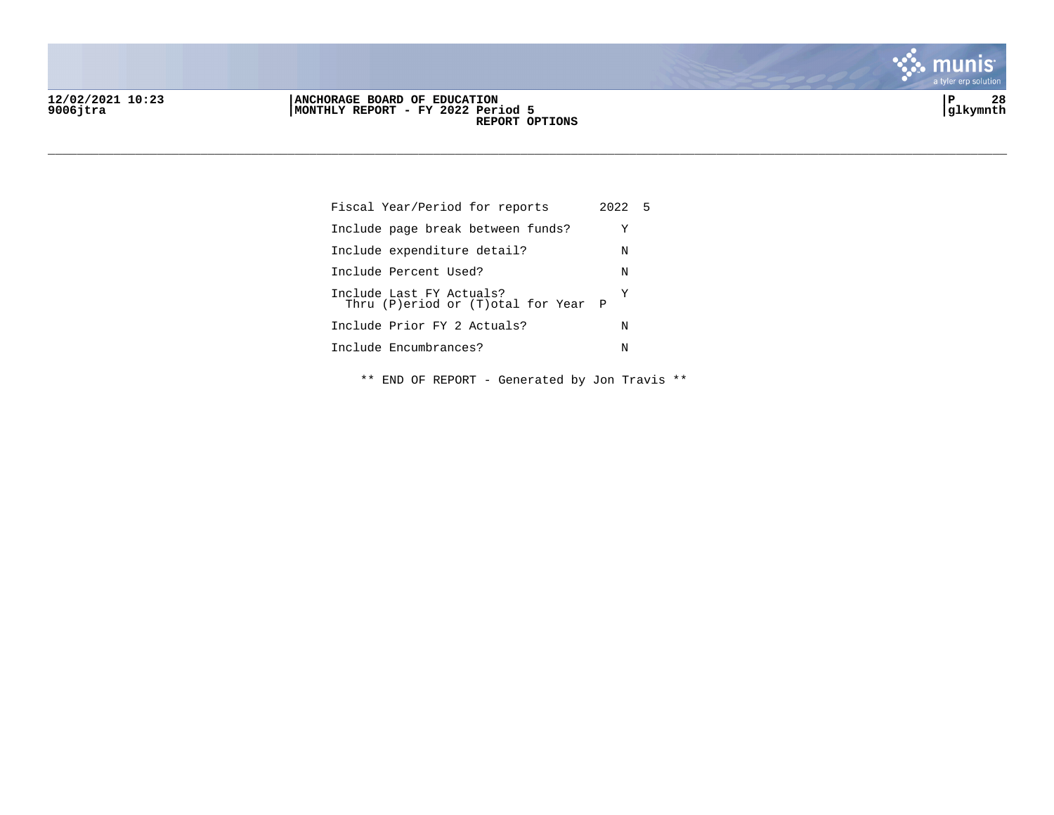# ANCHORAGE BOARD OF EDUCATION
## MONTHLY REPORT - FY 2022 Period 5
### REPORT OPTIONS

| | |
|---|---|
| Fiscal Year/Period for reports | 2022 5 |
| Include page break between funds? | Y |
| Include expenditure detail? | N |
| Include Percent Used? | N |
| Include Last FY Actuals? | Y |
| Thru (P)eriod or (T)otal for Year | P |
| Include Prior FY 2 Actuals? | N |
| Include Encumbrances? | N |

** END OF REPORT - Generated by Jon Travis **